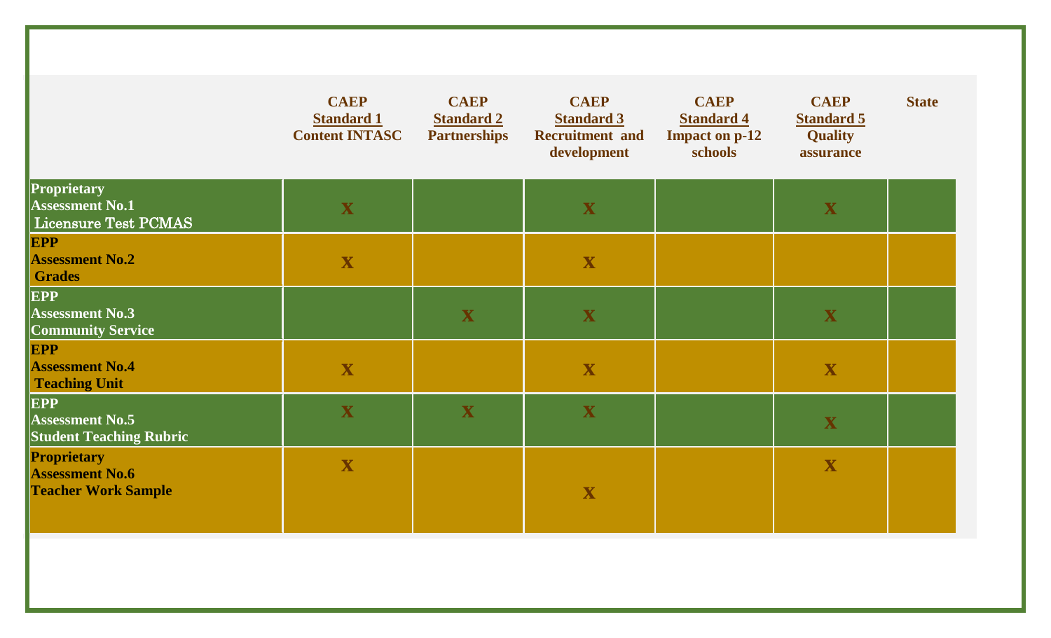| | CAEP Standard 1 Content INTASC | CAEP Standard 2 Partnerships | CAEP Standard 3 Recruitment and development | CAEP Standard 4 Impact on p-12 schools | CAEP Standard 5 Quality assurance | State |
|---|---|---|---|---|---|---|
| Proprietary Assessment No.1 Licensure Test PCMAS | X | | X | | X | |
| EPP Assessment No.2 Grades | X | | X | | | |
| EPP Assessment No.3 Community Service | | X | X | | X | |
| EPP Assessment No.4 Teaching Unit | X | | X | | X | |
| EPP Assessment No.5 Student Teaching Rubric | X | X | X | | X | |
| Proprietary Assessment No.6 Teacher Work Sample | X | | X | | X | |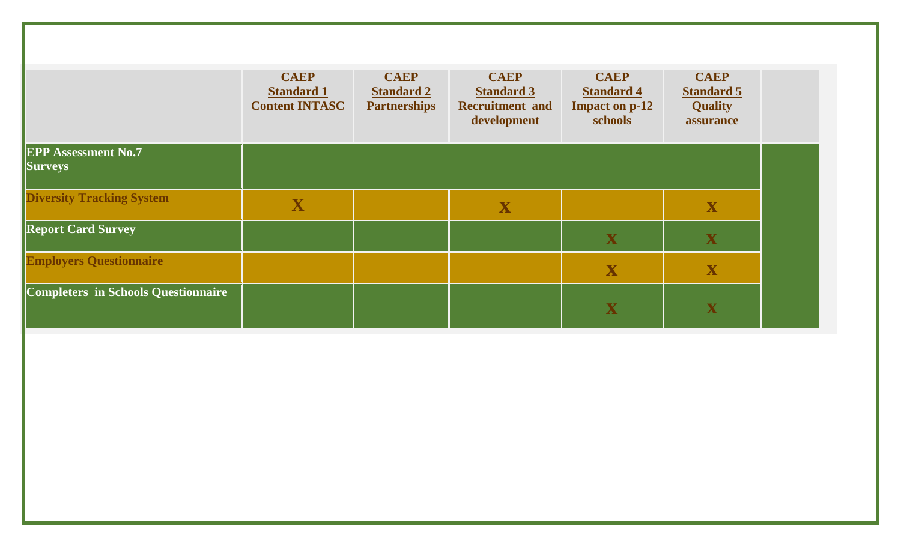| | CAEP Standard 1 Content INTASC | CAEP Standard 2 Partnerships | CAEP Standard 3 Recruitment and development | CAEP Standard 4 Impact on p-12 schools | CAEP Standard 5 Quality assurance | |
|---|---|---|---|---|---|---|
| **EPP Assessment No.7 Surveys** | | | | | | |
| **Diversity Tracking System** | X | | X | | X | |
| **Report Card Survey** | | | | X | X | |
| **Employers Questionnaire** | | | | X | X | |
| **Completers in Schools Questionnaire** | | | | X | X | |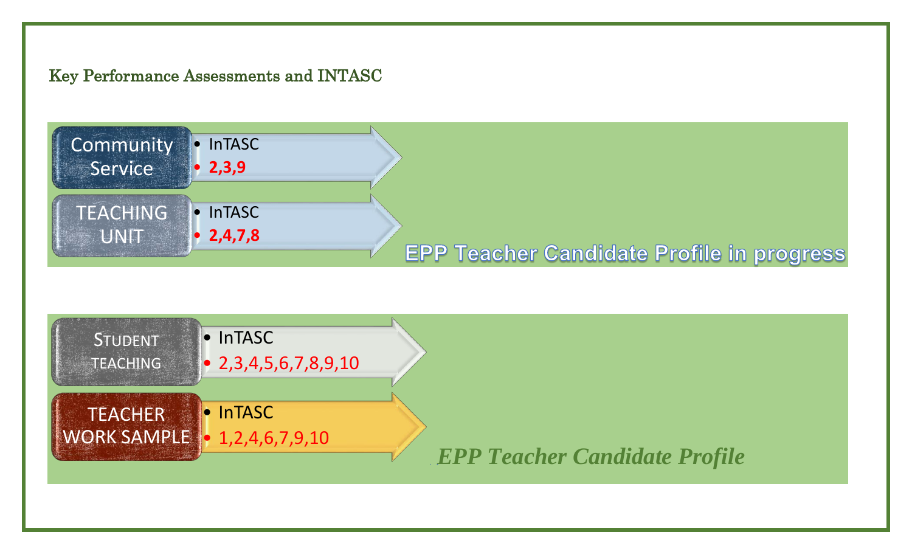## Key Performance Assessments and INTASC

**Community Service**
- InTASC
- **2,3,9**

**TEACHING UNIT**
- InTASC
- **2,4,7,8**

**EPP Teacher Candidate Profile in progress**

**STUDENT TEACHING**
- InTASC
- 2,3,4,5,6,7,8,9,10

**TEACHER WORK SAMPLE**
- InTASC
- 1,2,4,6,7,9,10

***EPP Teacher Candidate Profile***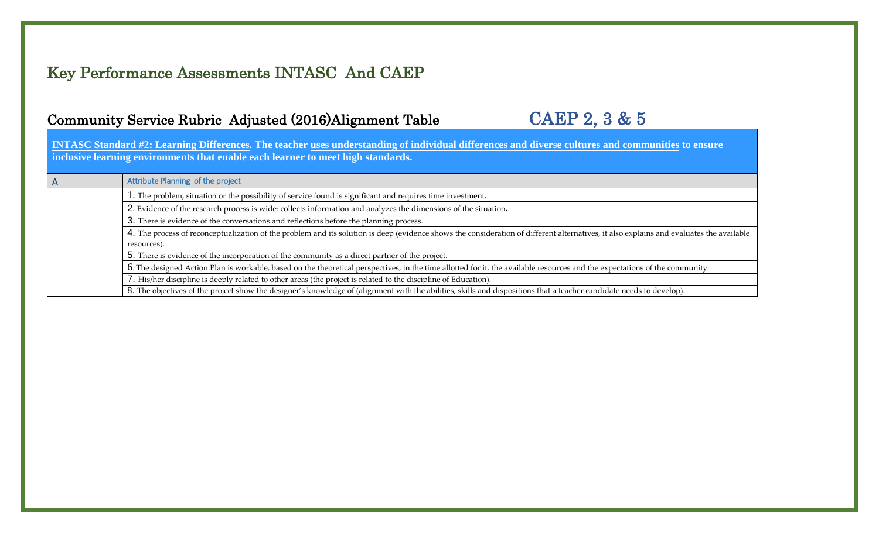# Key Performance Assessments INTASC And CAEP

## Community Service Rubric Adjusted (2016)Alignment Table CAEP 2, 3 & 5

| **INTASC Standard #2: Learning Differences. The teacher uses understanding of individual differences and diverse cultures and communities to ensure inclusive learning environments that enable each learner to meet high standards.** | |
|---|---|
| A | Attribute Planning of the project |
| | 1. The problem, situation or the possibility of service found is significant and requires time investment. |
| | 2. Evidence of the research process is wide: collects information and analyzes the dimensions of the situation. |
| | 3. There is evidence of the conversations and reflections before the planning process. |
| | 4. The process of reconceptualization of the problem and its solution is deep (evidence shows the consideration of different alternatives, it also explains and evaluates the available resources). |
| | 5. There is evidence of the incorporation of the community as a direct partner of the project. |
| | 6. The designed Action Plan is workable, based on the theoretical perspectives, in the time allotted for it, the available resources and the expectations of the community. |
| | 7. His/her discipline is deeply related to other areas (the project is related to the discipline of Education). |
| | 8. The objectives of the project show the designer's knowledge of (alignment with the abilities, skills and dispositions that a teacher candidate needs to develop). |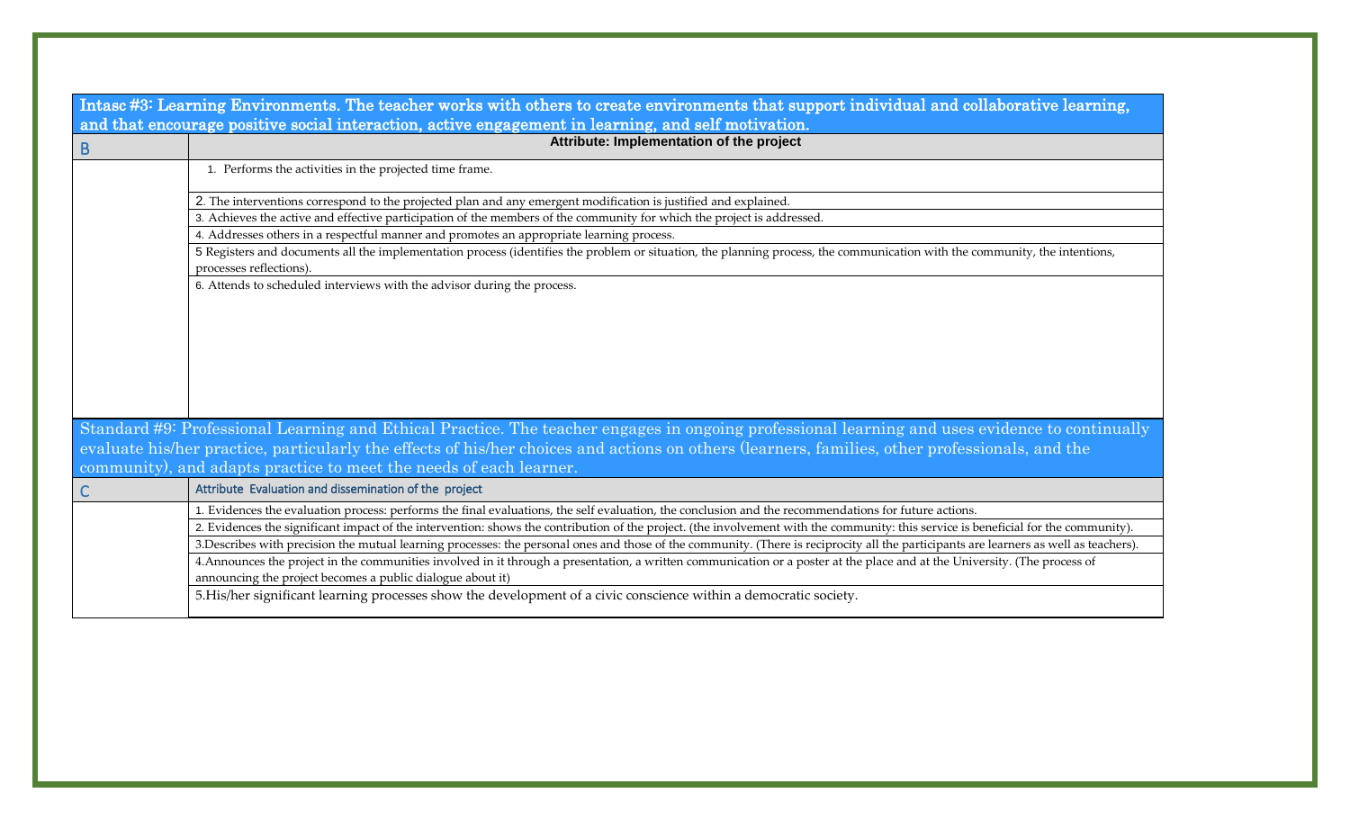| Intasc #3: Learning Environments. The teacher works with others to create environments that support individual and collaborative learning, and that encourage positive social interaction, active engagement in learning, and self motivation. | |
|---|---|
| B | **Attribute: Implementation of the project** |
| | 1. Performs the activities in the projected time frame. |
| | 2. The interventions correspond to the projected plan and any emergent modification is justified and explained. |
| | 3. Achieves the active and effective participation of the members of the community for which the project is addressed. |
| | 4. Addresses others in a respectful manner and promotes an appropriate learning process. |
| | 5 Registers and documents all the implementation process (identifies the problem or situation, the planning process, the communication with the community, the intentions, processes reflections). |
| | 6. Attends to scheduled interviews with the advisor during the process. |

| Standard #9: Professional Learning and Ethical Practice. The teacher engages in ongoing professional learning and uses evidence to continually evaluate his/her practice, particularly the effects of his/her choices and actions on others (learners, families, other professionals, and the community), and adapts practice to meet the needs of each learner. | |
|---|---|
| C | Attribute Evaluation and dissemination of the project |
| | 1. Evidences the evaluation process: performs the final evaluations, the self evaluation, the conclusion and the recommendations for future actions. |
| | 2. Evidences the significant impact of the intervention: shows the contribution of the project. (the involvement with the community: this service is beneficial for the community). |
| | 3.Describes with precision the mutual learning processes: the personal ones and those of the community. (There is reciprocity all the participants are learners as well as teachers). |
| | 4.Announces the project in the communities involved in it through a presentation, a written communication or a poster at the place and at the University. (The process of announcing the project becomes a public dialogue about it) |
| | 5.His/her significant learning processes show the development of a civic conscience within a democratic society. |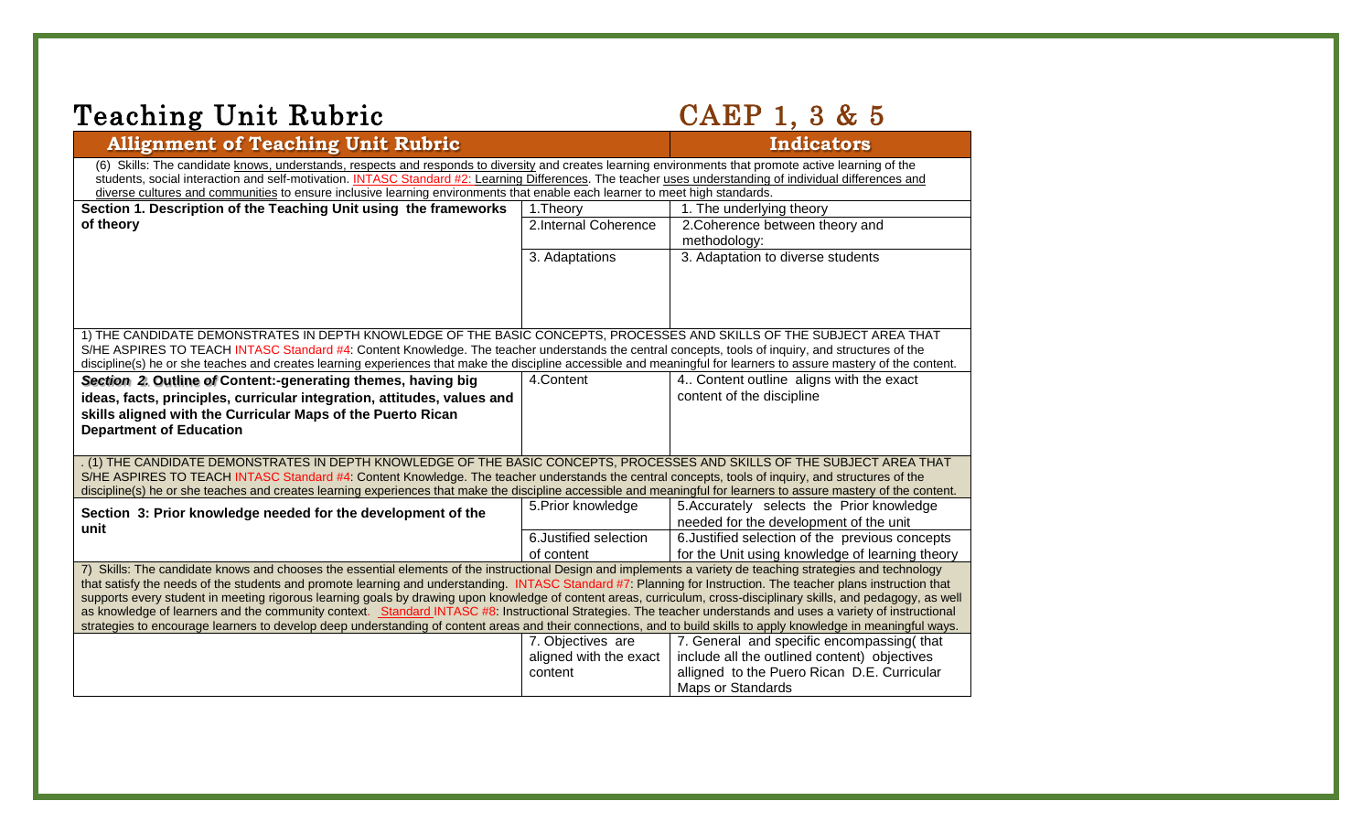# Teaching Unit Rubric

## CAEP 1, 3 & 5

| **Allignment of Teaching Unit Rubric** | | **Indicators** |
|---|---|---|
| (6) Skills: The candidate knows, understands, respects and responds to diversity and creates learning environments that promote active learning of the students, social interaction and self-motivation. INTASC Standard #2: Learning Differences. The teacher uses understanding of individual differences and diverse cultures and communities to ensure inclusive learning environments that enable each learner to meet high standards. | | |
| **Section 1. Description of the Teaching Unit using the frameworks of theory** | 1.Theory | 1. The underlying theory |
| | 2.Internal Coherence | 2.Coherence between theory and methodology: |
| | 3. Adaptations | 3. Adaptation to diverse students |
| 1) THE CANDIDATE DEMONSTRATES IN DEPTH KNOWLEDGE OF THE BASIC CONCEPTS, PROCESSES AND SKILLS OF THE SUBJECT AREA THAT S/HE ASPIRES TO TEACH INTASC Standard #4: Content Knowledge. The teacher understands the central concepts, tools of inquiry, and structures of the discipline(s) he or she teaches and creates learning experiences that make the discipline accessible and meaningful for learners to assure mastery of the content. | | |
| ***Section 2. Outline of*** **Content:-generating themes, having big ideas, facts, principles, curricular integration, attitudes, values and skills aligned with the Curricular Maps of the Puerto Rican Department of Education** | 4.Content | 4.. Content outline aligns with the exact content of the discipline |
| . (1) THE CANDIDATE DEMONSTRATES IN DEPTH KNOWLEDGE OF THE BASIC CONCEPTS, PROCESSES AND SKILLS OF THE SUBJECT AREA THAT S/HE ASPIRES TO TEACH INTASC Standard #4: Content Knowledge. The teacher understands the central concepts, tools of inquiry, and structures of the discipline(s) he or she teaches and creates learning experiences that make the discipline accessible and meaningful for learners to assure mastery of the content. | | |
| **Section 3: Prior knowledge needed for the development of the unit** | 5.Prior knowledge | 5.Accurately selects the Prior knowledge needed for the development of the unit |
| | 6.Justified selection of content | 6.Justified selection of the previous concepts for the Unit using knowledge of learning theory |
| 7) Skills: The candidate knows and chooses the essential elements of the instructional Design and implements a variety de teaching strategies and technology that satisfy the needs of the students and promote learning and understanding. INTASC Standard #7: Planning for Instruction. The teacher plans instruction that supports every student in meeting rigorous learning goals by drawing upon knowledge of content areas, curriculum, cross-disciplinary skills, and pedagogy, as well as knowledge of learners and the community context. Standard INTASC #8: Instructional Strategies. The teacher understands and uses a variety of instructional strategies to encourage learners to develop deep understanding of content areas and their connections, and to build skills to apply knowledge in meaningful ways. | | |
| | 7. Objectives are aligned with the exact content | 7. General and specific encompassing( that include all the outlined content) objectives alligned to the Puero Rican D.E. Curricular Maps or Standards |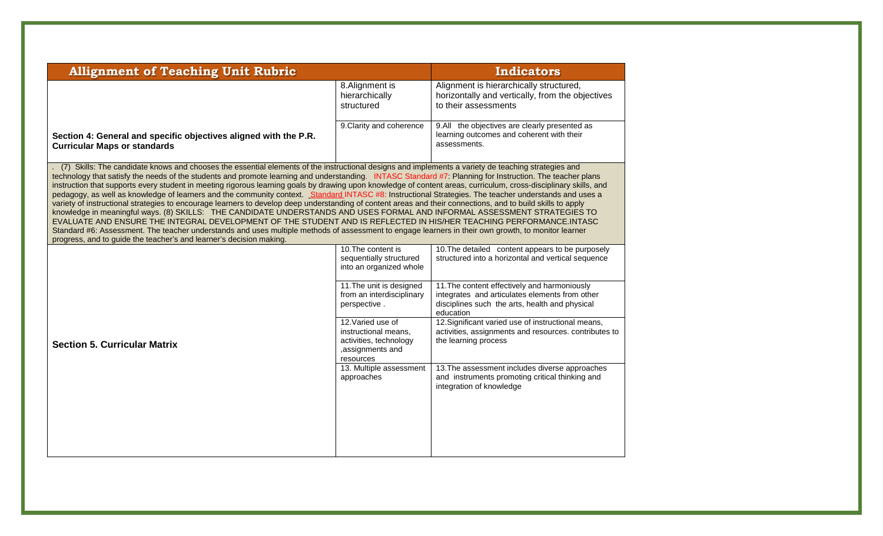| Allignment of Teaching Unit Rubric | | Indicators |
|---|---|---|
| Section 4: General and specific objectives aligned with the P.R. Curricular Maps or standards | 8.Alignment is hierarchically structured | Alignment is hierarchically structured, horizontally and vertically, from the objectives to their assessments |
| | 9.Clarity and coherence | 9.All the objectives are clearly presented as learning outcomes and coherent with their assessments. |
| . (7) Skills: The candidate knows and chooses the essential elements of the instructional designs and implements a variety de teaching strategies and technology that satisfy the needs of the students and promote learning and understanding. INTASC Standard #7: Planning for Instruction. The teacher plans instruction that supports every student in meeting rigorous learning goals by drawing upon knowledge of content areas, curriculum, cross-disciplinary skills, and pedagogy, as well as knowledge of learners and the community context. Standard INTASC #8: Instructional Strategies. The teacher understands and uses a variety of instructional strategies to encourage learners to develop deep understanding of content areas and their connections, and to build skills to apply knowledge in meaningful ways. (8) SKILLS: THE CANDIDATE UNDERSTANDS AND USES FORMAL AND INFORMAL ASSESSMENT STRATEGIES TO EVALUATE AND ENSURE THE INTEGRAL DEVELOPMENT OF THE STUDENT AND IS REFLECTED IN HIS/HER TEACHING PERFORMANCE.INTASC Standard #6: Assessment. The teacher understands and uses multiple methods of assessment to engage learners in their own growth, to monitor learner progress, and to guide the teacher's and learner's decision making. | | |
| Section 5. Curricular Matrix | 10.The content is sequentially structured into an organized whole | 10.The detailed content appears to be purposely structured into a horizontal and vertical sequence |
| | 11.The unit is designed from an interdisciplinary perspective . | 11.The content effectively and harmoniously integrates and articulates elements from other disciplines such the arts, health and physical education |
| | 12.Varied use of instructional means, activities, technology ,assignments and resources | 12.Significant varied use of instructional means, activities, assignments and resources. contributes to the learning process |
| | 13. Multiple assessment approaches | 13.The assessment includes diverse approaches and instruments promoting critical thinking and integration of knowledge |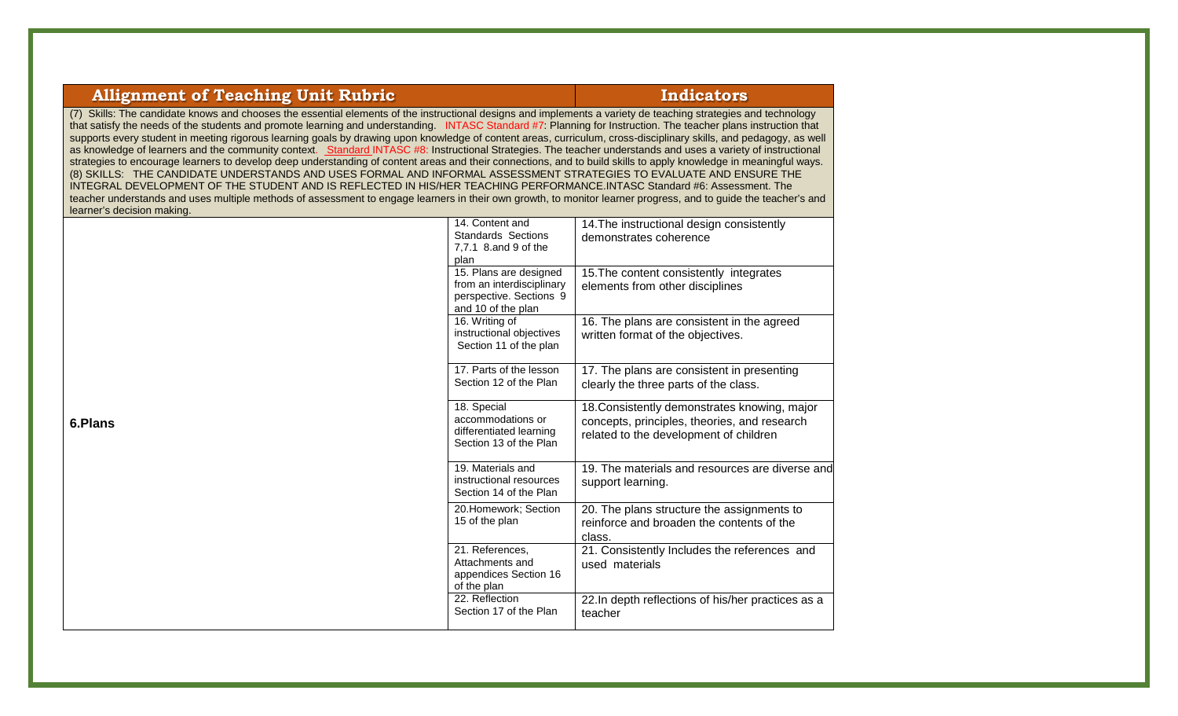| Allignment of Teaching Unit Rubric | | Indicators |
|---|---|---|
| (7) Skills: The candidate knows and chooses the essential elements of the instructional designs and implements a variety de teaching strategies and technology that satisfy the needs of the students and promote learning and understanding. INTASC Standard #7: Planning for Instruction. The teacher plans instruction that supports every student in meeting rigorous learning goals by drawing upon knowledge of content areas, curriculum, cross-disciplinary skills, and pedagogy, as well as knowledge of learners and the community context. Standard INTASC #8: Instructional Strategies. The teacher understands and uses a variety of instructional strategies to encourage learners to develop deep understanding of content areas and their connections, and to build skills to apply knowledge in meaningful ways. (8) SKILLS: THE CANDIDATE UNDERSTANDS AND USES FORMAL AND INFORMAL ASSESSMENT STRATEGIES TO EVALUATE AND ENSURE THE INTEGRAL DEVELOPMENT OF THE STUDENT AND IS REFLECTED IN HIS/HER TEACHING PERFORMANCE.INTASC Standard #6: Assessment. The teacher understands and uses multiple methods of assessment to engage learners in their own growth, to monitor learner progress, and to guide the teacher's and learner's decision making. | | |
| **6.Plans** | 14. Content and Standards Sections 7,7.1 8.and 9 of the plan | 14.The instructional design consistently demonstrates coherence |
| | 15. Plans are designed from an interdisciplinary perspective. Sections 9 and 10 of the plan | 15.The content consistently integrates elements from other disciplines |
| | 16. Writing of instructional objectives Section 11 of the plan | 16. The plans are consistent in the agreed written format of the objectives. |
| | 17. Parts of the lesson Section 12 of the Plan | 17. The plans are consistent in presenting clearly the three parts of the class. |
| | 18. Special accommodations or differentiated learning Section 13 of the Plan | 18.Consistently demonstrates knowing, major concepts, principles, theories, and research related to the development of children |
| | 19. Materials and instructional resources Section 14 of the Plan | 19. The materials and resources are diverse and support learning. |
| | 20.Homework; Section 15 of the plan | 20. The plans structure the assignments to reinforce and broaden the contents of the class. |
| | 21. References, Attachments and appendices Section 16 of the plan | 21. Consistently Includes the references and used materials |
| | 22. Reflection Section 17 of the Plan | 22.In depth reflections of his/her practices as a teacher |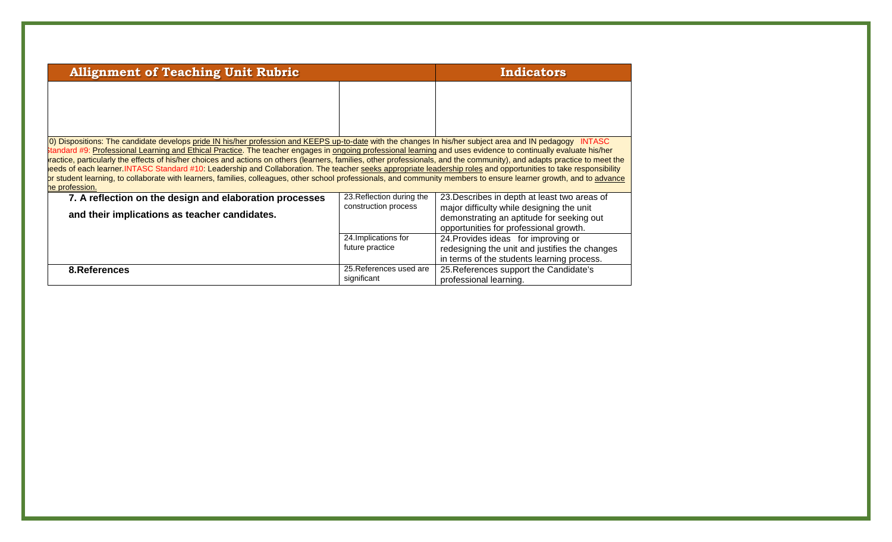| Allignment of Teaching Unit Rubric | | Indicators |
|---|---|---|
| | | |
| 10) Dispositions: The candidate develops pride IN his/her profession and KEEPS up-to-date with the changes In his/her subject area and IN pedagogy INTASC Standard #9: Professional Learning and Ethical Practice. The teacher engages in ongoing professional learning and uses evidence to continually evaluate his/her practice, particularly the effects of his/her choices and actions on others (learners, families, other professionals, and the community), and adapts practice to meet the needs of each learner.INTASC Standard #10: Leadership and Collaboration. The teacher seeks appropriate leadership roles and opportunities to take responsibility for student learning, to collaborate with learners, families, colleagues, other school professionals, and community members to ensure learner growth, and to advance the profession. | | |
| **7. A reflection on the design and elaboration processes and their implications as teacher candidates.** | 23.Reflection during the construction process | 23.Describes in depth at least two areas of major difficulty while designing the unit demonstrating an aptitude for seeking out opportunities for professional growth. |
| | 24.Implications for future practice | 24.Provides ideas for improving or redesigning the unit and justifies the changes in terms of the students learning process. |
| **8.References** | 25.References used are significant | 25.References support the Candidate's professional learning. |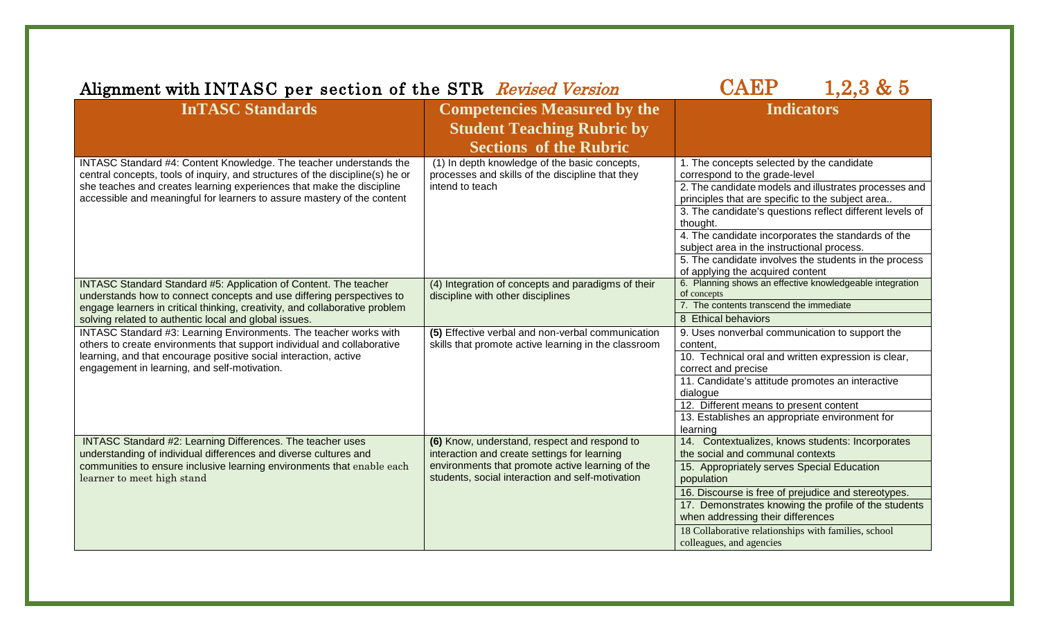## Alignment with INTASC per section of the STR *Revised Version* CAEP 1,2,3 & 5

| InTASC Standards | Competencies Measured by the Student Teaching Rubric by Sections of the Rubric | Indicators |
|---|---|---|
| INTASC Standard #4: Content Knowledge. The teacher understands the central concepts, tools of inquiry, and structures of the discipline(s) he or she teaches and creates learning experiences that make the discipline accessible and meaningful for learners to assure mastery of the content | (1) In depth knowledge of the basic concepts, processes and skills of the discipline that they intend to teach | 1. The concepts selected by the candidate correspond to the grade-level |
| | | 2. The candidate models and illustrates processes and principles that are specific to the subject area.. |
| | | 3. The candidate's questions reflect different levels of thought. |
| | | 4. The candidate incorporates the standards of the subject area in the instructional process. |
| | | 5. The candidate involves the students in the process of applying the acquired content |
| INTASC Standard Standard #5: Application of Content. The teacher understands how to connect concepts and use differing perspectives to engage learners in critical thinking, creativity, and collaborative problem solving related to authentic local and global issues. | (4) Integration of concepts and paradigms of their discipline with other disciplines | 6. Planning shows an effective knowledgeable integration of concepts |
| | | 7. The contents transcend the immediate |
| | | 8 Ethical behaviors |
| INTASC Standard #3: Learning Environments. The teacher works with others to create environments that support individual and collaborative learning, and that encourage positive social interaction, active engagement in learning, and self-motivation. | **(5)** Effective verbal and non-verbal communication skills that promote active learning in the classroom | 9. Uses nonverbal communication to support the content, |
| | | 10. Technical oral and written expression is clear, correct and precise |
| | | 11. Candidate's attitude promotes an interactive dialogue |
| | | 12. Different means to present content |
| | | 13. Establishes an appropriate environment for learning |
| INTASC Standard #2: Learning Differences. The teacher uses understanding of individual differences and diverse cultures and communities to ensure inclusive learning environments that enable each learner to meet high stand | **(6)** Know, understand, respect and respond to interaction and create settings for learning environments that promote active learning of the students, social interaction and self-motivation | 14. Contextualizes, knows students: Incorporates the social and communal contexts |
| | | 15. Appropriately serves Special Education population |
| | | 16. Discourse is free of prejudice and stereotypes. |
| | | 17. Demonstrates knowing the profile of the students when addressing their differences |
| | | 18 Collaborative relationships with families, school colleagues, and agencies |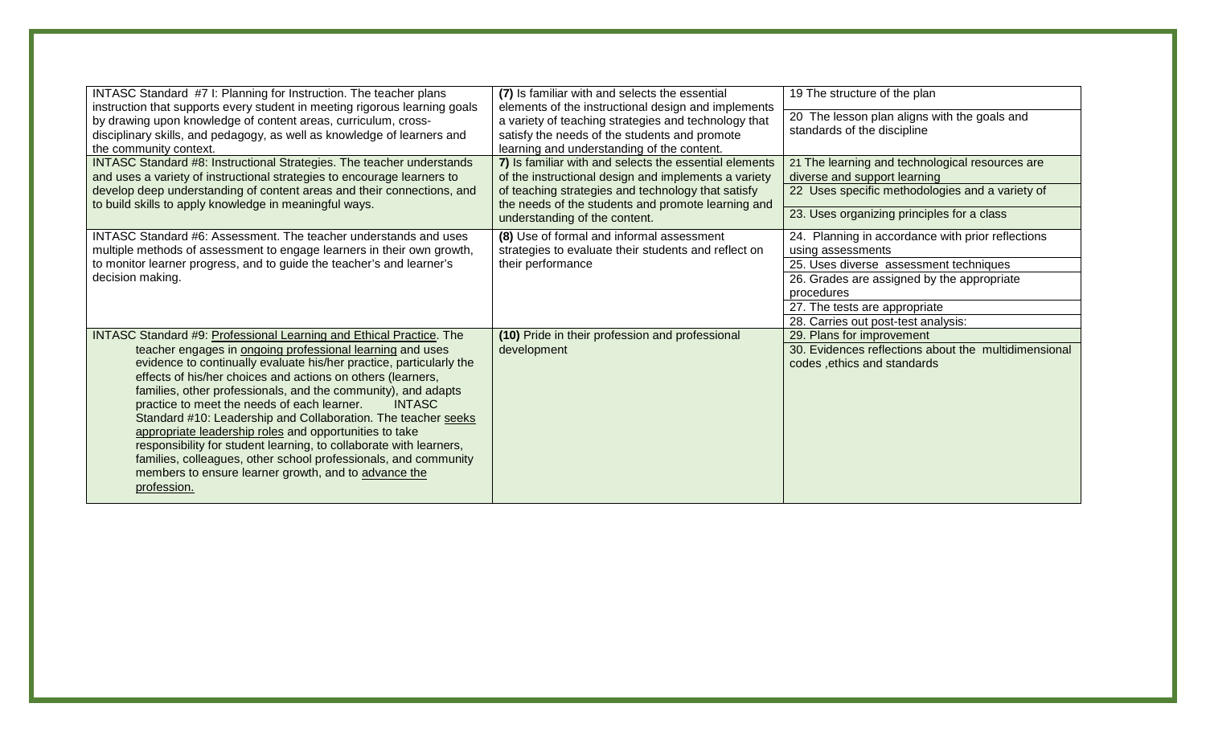| | | |
|---|---|---|
| INTASC Standard #7 I: Planning for Instruction. The teacher plans instruction that supports every student in meeting rigorous learning goals by drawing upon knowledge of content areas, curriculum, cross-disciplinary skills, and pedagogy, as well as knowledge of learners and the community context. | **(7)** Is familiar with and selects the essential elements of the instructional design and implements a variety of teaching strategies and technology that satisfy the needs of the students and promote learning and understanding of the content. | 19 The structure of the plan |
| | | 20 The lesson plan aligns with the goals and standards of the discipline |
| INTASC Standard #8: Instructional Strategies. The teacher understands and uses a variety of instructional strategies to encourage learners to develop deep understanding of content areas and their connections, and to build skills to apply knowledge in meaningful ways. | **7)** Is familiar with and selects the essential elements of the instructional design and implements a variety of teaching strategies and technology that satisfy the needs of the students and promote learning and understanding of the content. | 21 The learning and technological resources are diverse and support learning |
| | | 22 Uses specific methodologies and a variety of |
| | | 23. Uses organizing principles for a class |
| INTASC Standard #6: Assessment. The teacher understands and uses multiple methods of assessment to engage learners in their own growth, to monitor learner progress, and to guide the teacher's and learner's decision making. | **(8)** Use of formal and informal assessment strategies to evaluate their students and reflect on their performance | 24. Planning in accordance with prior reflections using assessments |
| | | 25. Uses diverse assessment techniques |
| | | 26. Grades are assigned by the appropriate procedures |
| | | 27. The tests are appropriate |
| | | 28. Carries out post-test analysis: |
| INTASC Standard #9: Professional Learning and Ethical Practice. The teacher engages in ongoing professional learning and uses evidence to continually evaluate his/her practice, particularly the effects of his/her choices and actions on others (learners, families, other professionals, and the community), and adapts practice to meet the needs of each learner. INTASC Standard #10: Leadership and Collaboration. The teacher seeks appropriate leadership roles and opportunities to take responsibility for student learning, to collaborate with learners, families, colleagues, other school professionals, and community members to ensure learner growth, and to advance the profession. | **(10)** Pride in their profession and professional development | 29. Plans for improvement |
| | | 30. Evidences reflections about the multidimensional codes ,ethics and standards |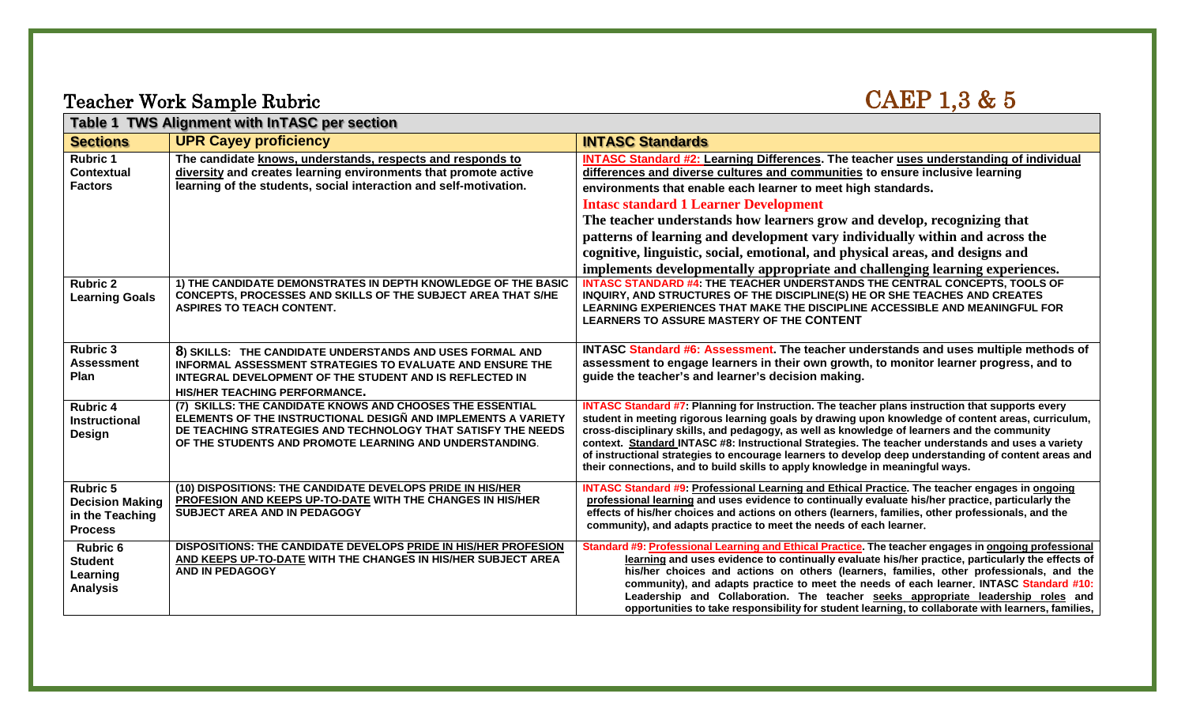# Teacher Work Sample Rubric

# CAEP 1,3 & 5

| **Table 1 TWS Alignment with InTASC per section** | | |
|---|---|---|
| **Sections** | **UPR Cayey proficiency** | **INTASC Standards** |
| **Rubric 1 Contextual Factors** | **The candidate knows, understands, respects and responds to diversity and creates learning environments that promote active learning of the students, social interaction and self-motivation.** | **INTASC Standard #2: Learning Differences. The teacher uses understanding of individual differences and diverse cultures and communities to ensure inclusive learning environments that enable each learner to meet high standards.** **Intasc standard 1 Learner Development** **The teacher understands how learners grow and develop, recognizing that patterns of learning and development vary individually within and across the cognitive, linguistic, social, emotional, and physical areas, and designs and implements developmentally appropriate and challenging learning experiences.** |
| **Rubric 2 Learning Goals** | **1) THE CANDIDATE DEMONSTRATES IN DEPTH KNOWLEDGE OF THE BASIC CONCEPTS, PROCESSES AND SKILLS OF THE SUBJECT AREA THAT S/HE ASPIRES TO TEACH CONTENT.** | **INTASC STANDARD #4: THE TEACHER UNDERSTANDS THE CENTRAL CONCEPTS, TOOLS OF INQUIRY, AND STRUCTURES OF THE DISCIPLINE(S) HE OR SHE TEACHES AND CREATES LEARNING EXPERIENCES THAT MAKE THE DISCIPLINE ACCESSIBLE AND MEANINGFUL FOR LEARNERS TO ASSURE MASTERY OF THE CONTENT** |
| **Rubric 3 Assessment Plan** | **8) SKILLS: THE CANDIDATE UNDERSTANDS AND USES FORMAL AND INFORMAL ASSESSMENT STRATEGIES TO EVALUATE AND ENSURE THE INTEGRAL DEVELOPMENT OF THE STUDENT AND IS REFLECTED IN HIS/HER TEACHING PERFORMANCE.** | **INTASC Standard #6: Assessment. The teacher understands and uses multiple methods of assessment to engage learners in their own growth, to monitor learner progress, and to guide the teacher's and learner's decision making.** |
| **Rubric 4 Instructional Design** | **(7) SKILLS: THE CANDIDATE KNOWS AND CHOOSES THE ESSENTIAL ELEMENTS OF THE INSTRUCTIONAL DESIGÑ AND IMPLEMENTS A VARIETY DE TEACHING STRATEGIES AND TECHNOLOGY THAT SATISFY THE NEEDS OF THE STUDENTS AND PROMOTE LEARNING AND UNDERSTANDING.** | **INTASC Standard #7: Planning for Instruction. The teacher plans instruction that supports every student in meeting rigorous learning goals by drawing upon knowledge of content areas, curriculum, cross-disciplinary skills, and pedagogy, as well as knowledge of learners and the community context. Standard INTASC #8: Instructional Strategies. The teacher understands and uses a variety of instructional strategies to encourage learners to develop deep understanding of content areas and their connections, and to build skills to apply knowledge in meaningful ways.** |
| **Rubric 5 Decision Making in the Teaching Process** | **(10) DISPOSITIONS: THE CANDIDATE DEVELOPS PRIDE IN HIS/HER PROFESION AND KEEPS UP-TO-DATE WITH THE CHANGES IN HIS/HER SUBJECT AREA AND IN PEDAGOGY** | **INTASC Standard #9: Professional Learning and Ethical Practice. The teacher engages in ongoing professional learning and uses evidence to continually evaluate his/her practice, particularly the effects of his/her choices and actions on others (learners, families, other professionals, and the community), and adapts practice to meet the needs of each learner.** |
| **Rubric 6 Student Learning Analysis** | **DISPOSITIONS: THE CANDIDATE DEVELOPS PRIDE IN HIS/HER PROFESION AND KEEPS UP-TO-DATE WITH THE CHANGES IN HIS/HER SUBJECT AREA AND IN PEDAGOGY** | **Standard #9: Professional Learning and Ethical Practice. The teacher engages in ongoing professional learning and uses evidence to continually evaluate his/her practice, particularly the effects of his/her choices and actions on others (learners, families, other professionals, and the community), and adapts practice to meet the needs of each learner. INTASC Standard #10: Leadership and Collaboration. The teacher seeks appropriate leadership roles and opportunities to take responsibility for student learning, to collaborate with learners, families,** |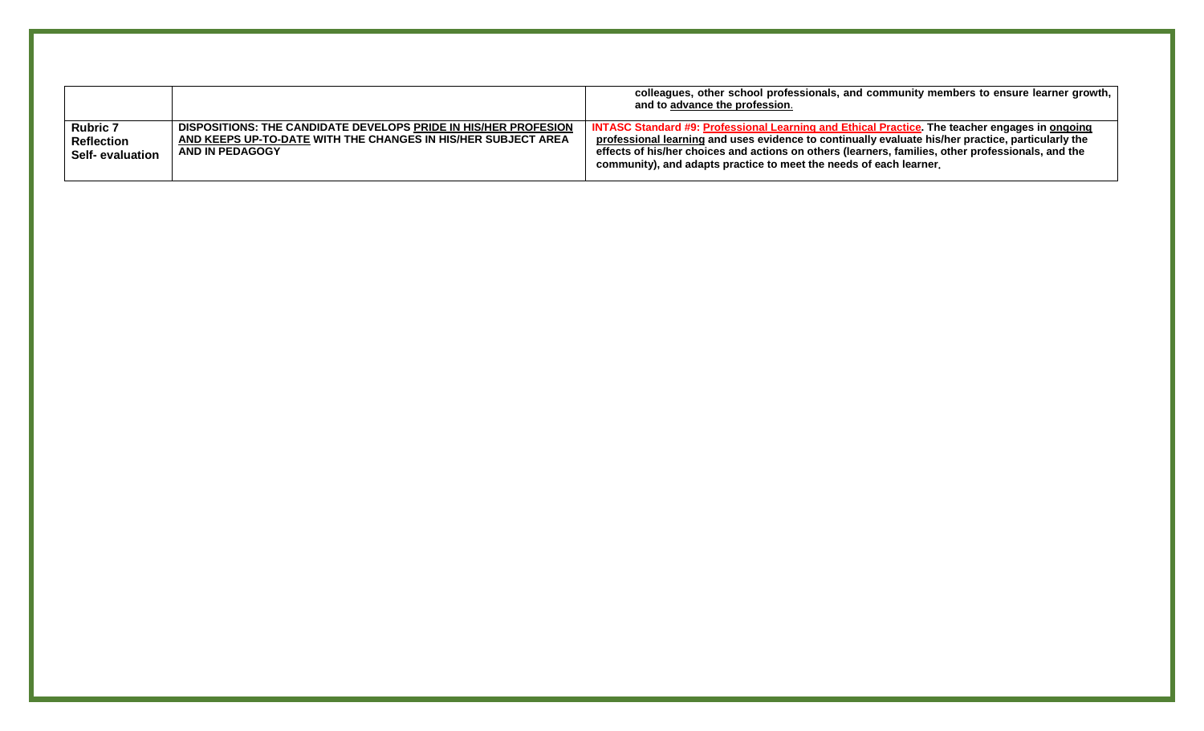| | | |
|---|---|---|
| | | **colleagues, other school professionals, and community members to ensure learner growth, and to advance the profession.** |
| **Rubric 7 Reflection Self- evaluation** | **DISPOSITIONS: THE CANDIDATE DEVELOPS PRIDE IN HIS/HER PROFESION AND KEEPS UP-TO-DATE WITH THE CHANGES IN HIS/HER SUBJECT AREA AND IN PEDAGOGY** | **INTASC Standard #9: Professional Learning and Ethical Practice. The teacher engages in ongoing professional learning and uses evidence to continually evaluate his/her practice, particularly the effects of his/her choices and actions on others (learners, families, other professionals, and the community), and adapts practice to meet the needs of each learner.** |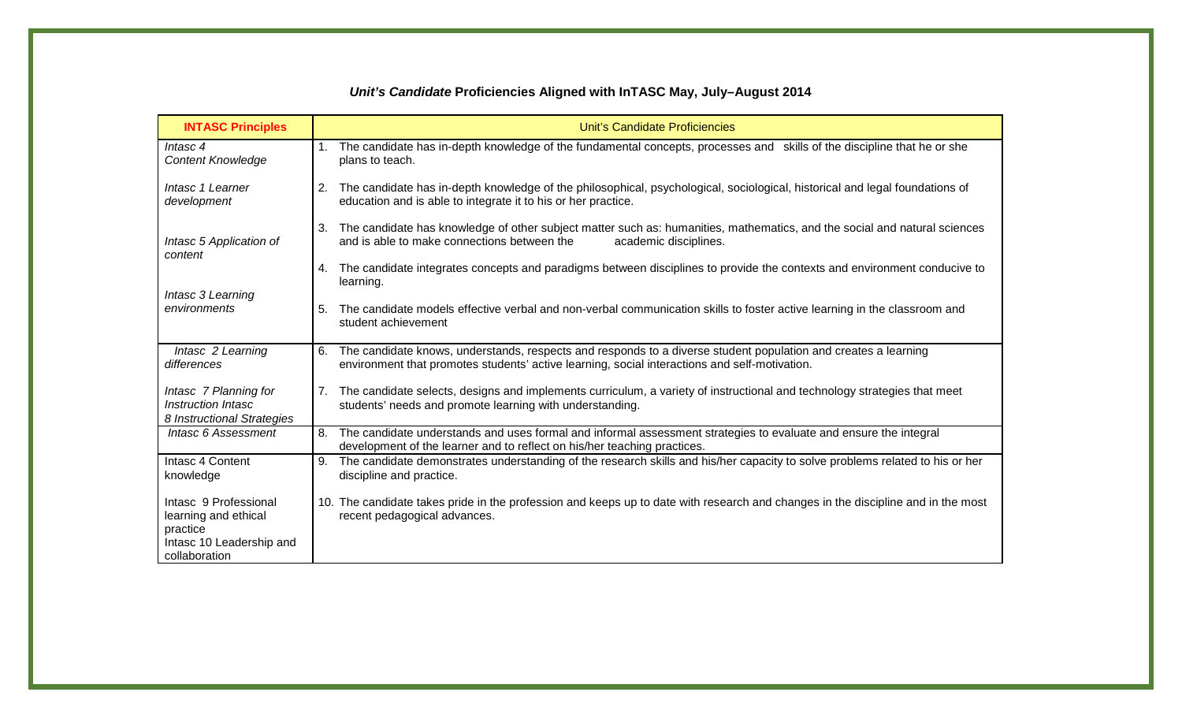### ***Unit's Candidate*** **Proficiencies Aligned with InTASC May, July–August 2014**

| **INTASC Principles** | Unit's Candidate Proficiencies |
|---|---|
| *Intasc 4 Content Knowledge*<br><br>*Intasc 1 Learner development*<br><br>*Intasc 5 Application of content*<br><br>*Intasc 3 Learning environments* | 1. The candidate has in-depth knowledge of the fundamental concepts, processes and skills of the discipline that he or she plans to teach.<br><br>2. The candidate has in-depth knowledge of the philosophical, psychological, sociological, historical and legal foundations of education and is able to integrate it to his or her practice.<br><br>3. The candidate has knowledge of other subject matter such as: humanities, mathematics, and the social and natural sciences and is able to make connections between the academic disciplines.<br><br>4. The candidate integrates concepts and paradigms between disciplines to provide the contexts and environment conducive to learning.<br><br>5. The candidate models effective verbal and non-verbal communication skills to foster active learning in the classroom and student achievement |
| *Intasc 2 Learning differences*<br><br>*Intasc 7 Planning for Instruction Intasc 8 Instructional Strategies* | 6. The candidate knows, understands, respects and responds to a diverse student population and creates a learning environment that promotes students' active learning, social interactions and self-motivation.<br><br>7. The candidate selects, designs and implements curriculum, a variety of instructional and technology strategies that meet students' needs and promote learning with understanding. |
| *Intasc 6 Assessment* | 8. The candidate understands and uses formal and informal assessment strategies to evaluate and ensure the integral development of the learner and to reflect on his/her teaching practices. |
| Intasc 4 Content knowledge<br><br>Intasc 9 Professional learning and ethical practice<br>Intasc 10 Leadership and collaboration | 9. The candidate demonstrates understanding of the research skills and his/her capacity to solve problems related to his or her discipline and practice.<br><br>10. The candidate takes pride in the profession and keeps up to date with research and changes in the discipline and in the most recent pedagogical advances. |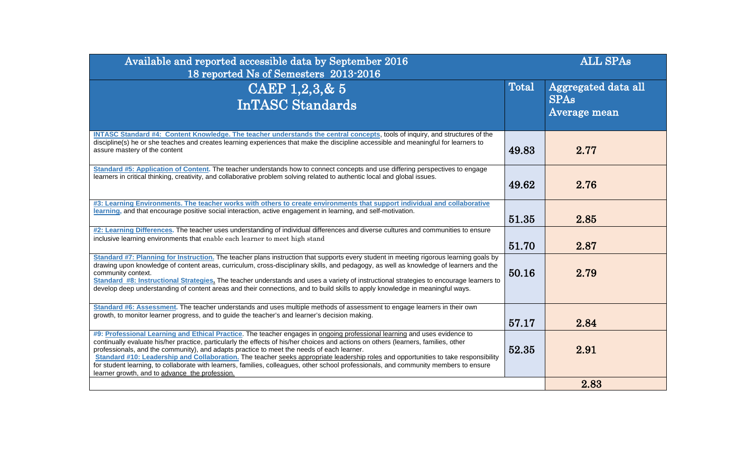| Available and reported accessible data by September 2016<br>18 reported Ns of Semesters 2013-2016 | | ALL SPAs |
|---|---|---|
| **CAEP 1,2,3,& 5<br>InTASC Standards** | **Total** | **Aggregated data all SPAs Average mean** |
| INTASC Standard #4: Content Knowledge. The teacher understands the central concepts, tools of inquiry, and structures of the discipline(s) he or she teaches and creates learning experiences that make the discipline accessible and meaningful for learners to assure mastery of the content | 49.83 | 2.77 |
| Standard #5: Application of Content. The teacher understands how to connect concepts and use differing perspectives to engage learners in critical thinking, creativity, and collaborative problem solving related to authentic local and global issues. | 49.62 | 2.76 |
| #3: Learning Environments. The teacher works with others to create environments that support individual and collaborative learning, and that encourage positive social interaction, active engagement in learning, and self-motivation. | 51.35 | 2.85 |
| #2: Learning Differences. The teacher uses understanding of individual differences and diverse cultures and communities to ensure inclusive learning environments that enable each learner to meet high stand | 51.70 | 2.87 |
| Standard #7: Planning for Instruction. The teacher plans instruction that supports every student in meeting rigorous learning goals by drawing upon knowledge of content areas, curriculum, cross-disciplinary skills, and pedagogy, as well as knowledge of learners and the community context.<br>Standard #8: Instructional Strategies. The teacher understands and uses a variety of instructional strategies to encourage learners to develop deep understanding of content areas and their connections, and to build skills to apply knowledge in meaningful ways. | 50.16 | 2.79 |
| Standard #6: Assessment. The teacher understands and uses multiple methods of assessment to engage learners in their own growth, to monitor learner progress, and to guide the teacher's and learner's decision making. | 57.17 | 2.84 |
| #9: Professional Learning and Ethical Practice. The teacher engages in ongoing professional learning and uses evidence to continually evaluate his/her practice, particularly the effects of his/her choices and actions on others (learners, families, other professionals, and the community), and adapts practice to meet the needs of each learner.<br>Standard #10: Leadership and Collaboration. The teacher seeks appropriate leadership roles and opportunities to take responsibility for student learning, to collaborate with learners, families, colleagues, other school professionals, and community members to ensure learner growth, and to advance the profession. | 52.35 | 2.91 |
| | | 2.83 |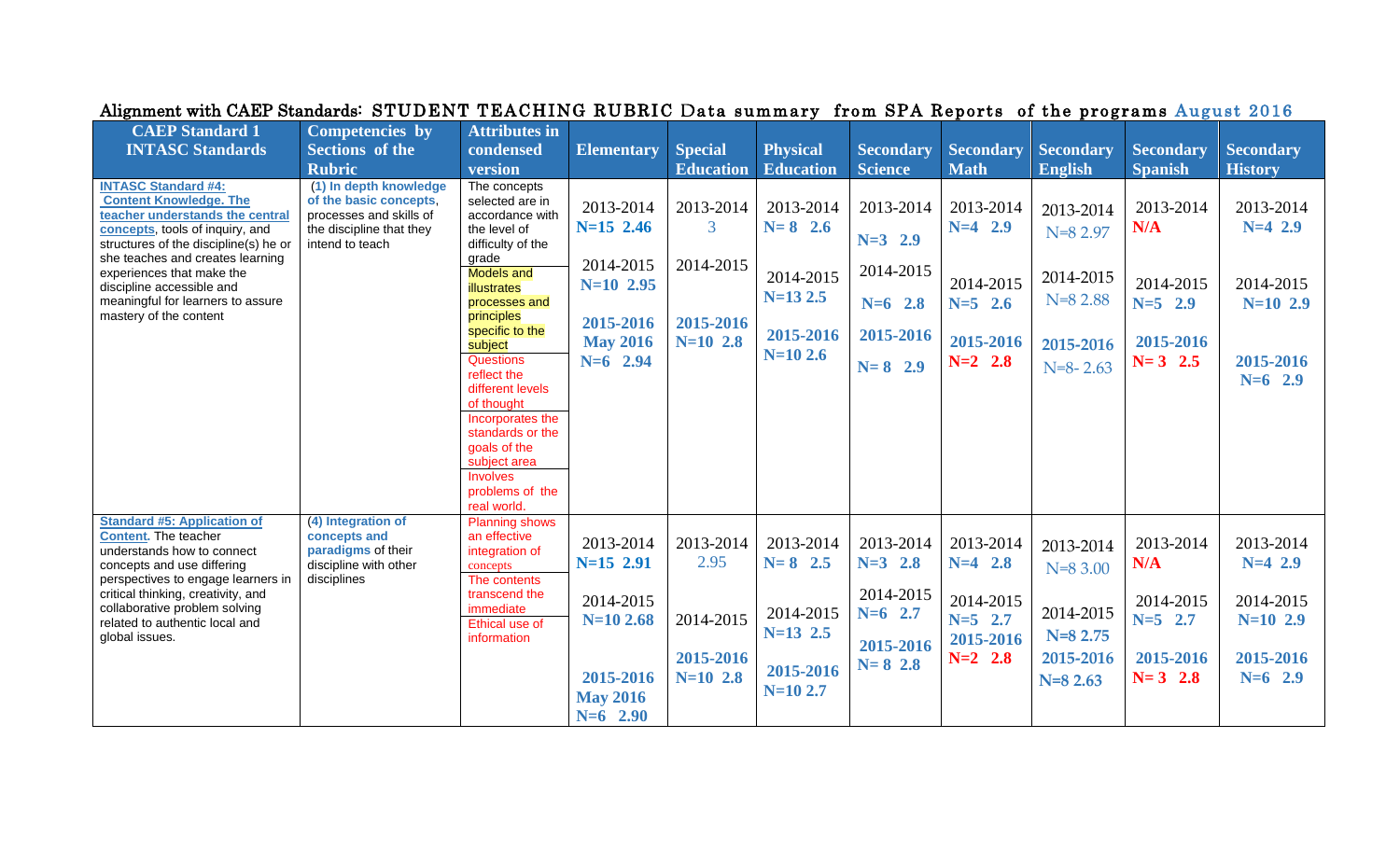Alignment with CAEP Standards: STUDENT TEACHING RUBRIC Data summary from SPA Reports of the programs August 2016

| CAEP Standard 1 INTASC Standards | Competencies by Sections of the Rubric | Attributes in condensed version | Elementary | Special Education | Physical Education | Secondary Science | Secondary Math | Secondary English | Secondary Spanish | Secondary History |
|---|---|---|---|---|---|---|---|---|---|---|
| **INTASC Standard #4: Content Knowledge. The teacher understands the central concepts**, tools of inquiry, and structures of the discipline(s) he or she teaches and creates learning experiences that make the discipline accessible and meaningful for learners to assure mastery of the content | **(1) In depth knowledge of the basic concepts**, processes and skills of the discipline that they intend to teach | The concepts selected are in accordance with the level of difficulty of the grade<br>Models and illustrates processes and principles specific to the subject<br>Questions reflect the different levels of thought<br>Incorporates the standards or the goals of the subject area<br>Involves problems of the real world. | 2013-2014 N=15 2.46<br>2014-2015 N=10 2.95<br>2015-2016 May 2016 N=6 2.94 | 2013-2014 3<br>2014-2015<br>2015-2016 N=10 2.8 | 2013-2014 N= 8 2.6<br>2014-2015 N=13 2.5<br>2015-2016 N=10 2.6 | 2013-2014 N=3 2.9<br>2014-2015 N=6 2.8<br>2015-2016 N= 8 2.9 | 2013-2014 N=4 2.9<br>2014-2015 N=5 2.6<br>2015-2016 N=2 2.8 | 2013-2014 N=8 2.97<br>2014-2015 N=8 2.88<br>2015-2016 N=8- 2.63 | 2013-2014 N/A<br>2014-2015 N=5 2.9<br>2015-2016 N= 3 2.5 | 2013-2014 N=4 2.9<br>2014-2015 N=10 2.9<br>2015-2016 N=6 2.9 |
| **Standard #5: Application of Content**. The teacher understands how to connect concepts and use differing perspectives to engage learners in critical thinking, creativity, and collaborative problem solving related to authentic local and global issues. | **(4) Integration of concepts and paradigms** of their discipline with other disciplines | Planning shows an effective integration of concepts<br>The contents transcend the immediate<br>Ethical use of information | 2013-2014 N=15 2.91<br>2014-2015 N=10 2.68<br>2015-2016 May 2016 N=6 2.90 | 2013-2014 2.95<br>2014-2015<br>2015-2016 N=10 2.8 | 2013-2014 N= 8 2.5<br>2014-2015 N=13 2.5<br>2015-2016 N=10 2.7 | 2013-2014 N=3 2.8<br>2014-2015 N=6 2.7<br>2015-2016 N= 8 2.8 | 2013-2014 N=4 2.8<br>2014-2015 N=5 2.7<br>2015-2016 N=2 2.8 | 2013-2014 N=8 3.00<br>2014-2015 N=8 2.75<br>2015-2016 N=8 2.63 | 2013-2014 N/A<br>2014-2015 N=5 2.7<br>2015-2016 N= 3 2.8 | 2013-2014 N=4 2.9<br>2014-2015 N=10 2.9<br>2015-2016 N=6 2.9 |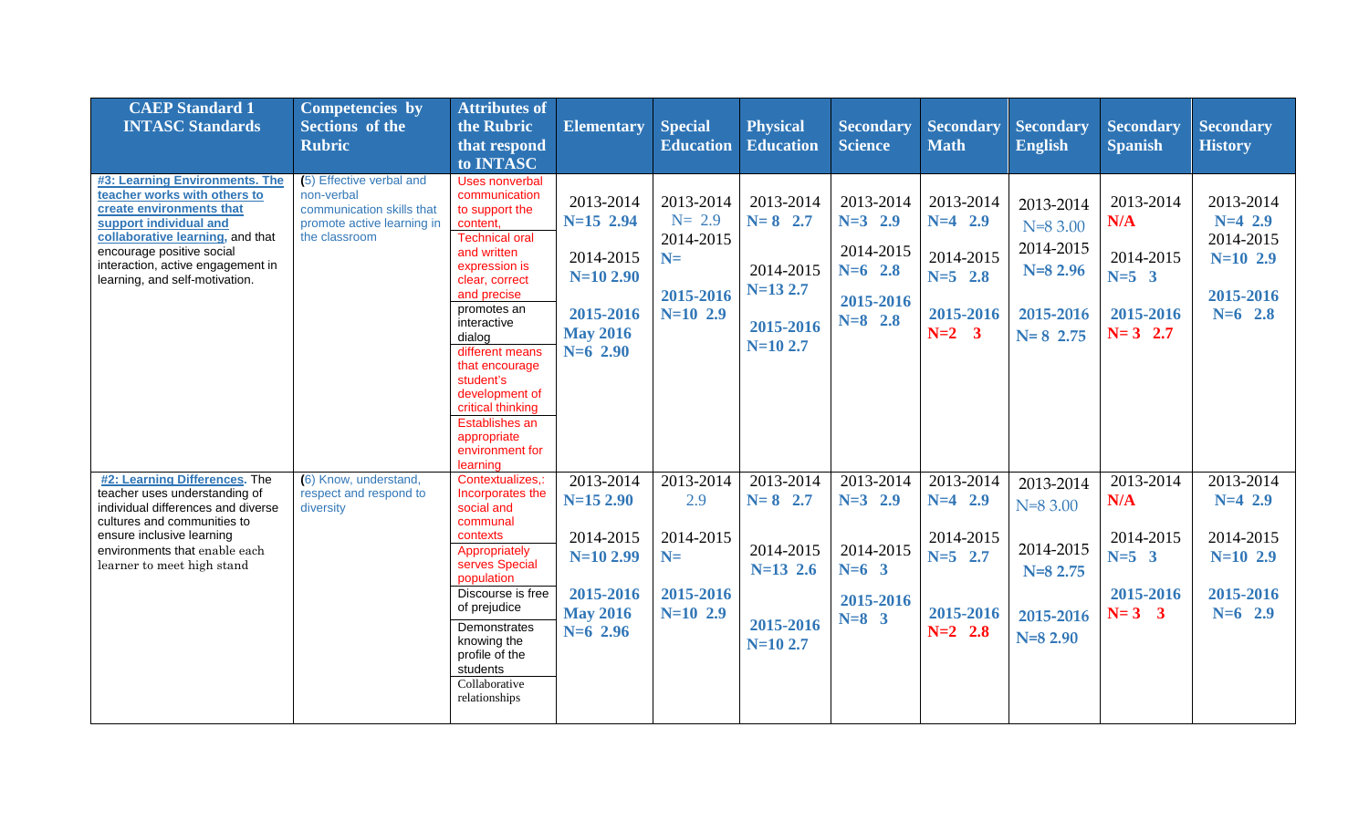| CAEP Standard 1 INTASC Standards | Competencies by Sections of the Rubric | Attributes of the Rubric that respond to INTASC | Elementary | Special Education | Physical Education | Secondary Science | Secondary Math | Secondary English | Secondary Spanish | Secondary History |
|---|---|---|---|---|---|---|---|---|---|---|
| **#3: Learning Environments. The teacher works with others to create environments that support individual and collaborative learning**, and that encourage positive social interaction, active engagement in learning, and self-motivation. | (5) Effective verbal and non-verbal communication skills that promote active learning in the classroom | Uses nonverbal communication to support the content,<br>Technical oral and written expression is clear, correct and precise<br>promotes an interactive dialog<br>different means that encourage student's development of critical thinking<br>Establishes an appropriate environment for learning | 2013-2014 **N=15 2.94**<br>2014-2015 **N=10 2.90**<br>**2015-2016 May 2016 N=6 2.90** | 2013-2014 N= 2.9<br>2014-2015 **N=**<br>**2015-2016 N=10 2.9** | 2013-2014 **N= 8 2.7**<br>2014-2015 **N=13 2.7**<br>**2015-2016 N=10 2.7** | 2013-2014 **N=3 2.9**<br>2014-2015 **N=6 2.8**<br>**2015-2016 N=8 2.8** | 2013-2014 **N=4 2.9**<br>2014-2015 **N=5 2.8**<br>**2015-2016 N=2 3** | 2013-2014 N=8 3.00<br>2014-2015 **N=8 2.96**<br>**2015-2016 N= 8 2.75** | 2013-2014 **N/A**<br>2014-2015 **N=5 3**<br>**2015-2016 N= 3 2.7** | 2013-2014 **N=4 2.9**<br>2014-2015 **N=10 2.9**<br>**2015-2016 N=6 2.8** |
| **#2: Learning Differences.** The teacher uses understanding of individual differences and diverse cultures and communities to ensure inclusive learning environments that enable each learner to meet high stand | (6) Know, understand, respect and respond to diversity | Contextualizes,: Incorporates the social and communal contexts<br>Appropriately serves Special population<br>Discourse is free of prejudice<br>Demonstrates knowing the profile of the students<br>Collaborative relationships | 2013-2014 **N=15 2.90**<br>2014-2015 **N=10 2.99**<br>**2015-2016 May 2016 N=6 2.96** | 2013-2014 2.9<br>2014-2015 **N=**<br>**2015-2016 N=10 2.9** | 2013-2014 **N= 8 2.7**<br>2014-2015 **N=13 2.6**<br>**2015-2016 N=10 2.7** | 2013-2014 **N=3 2.9**<br>2014-2015 **N=6 3**<br>**2015-2016 N=8 3** | 2013-2014 **N=4 2.9**<br>2014-2015 **N=5 2.7**<br>**2015-2016 N=2 2.8** | 2013-2014 N=8 3.00<br>2014-2015 **N=8 2.75**<br>**2015-2016 N=8 2.90** | 2013-2014 **N/A**<br>2014-2015 **N=5 3**<br>**2015-2016 N= 3 3** | 2013-2014 **N=4 2.9**<br>2014-2015 **N=10 2.9**<br>**2015-2016 N=6 2.9** |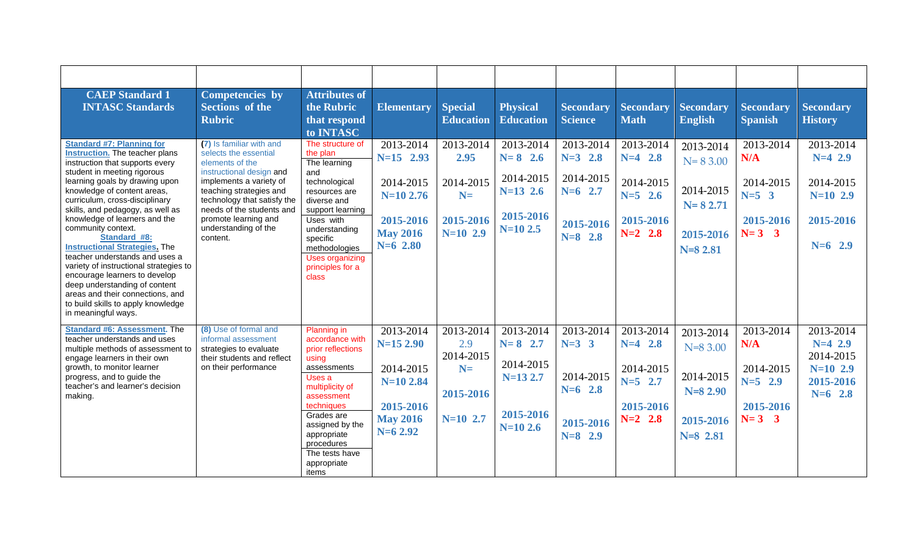| | | | | | | | | | | |
|---|---|---|---|---|---|---|---|---|---|---|
| **CAEP Standard 1 INTASC Standards** | **Competencies by Sections of the Rubric** | **Attributes of the Rubric that respond to INTASC** | **Elementary** | **Special Education** | **Physical Education** | **Secondary Science** | **Secondary Math** | **Secondary English** | **Secondary Spanish** | **Secondary History** |
| **Standard #7: Planning for Instruction.** The teacher plans instruction that supports every student in meeting rigorous learning goals by drawing upon knowledge of content areas, curriculum, cross-disciplinary skills, and pedagogy, as well as knowledge of learners and the community context. **Standard #8: Instructional Strategies.** The teacher understands and uses a variety of instructional strategies to encourage learners to develop deep understanding of content areas and their connections, and to build skills to apply knowledge in meaningful ways. | (7) Is familiar with and selects the essential elements of the instructional design and implements a variety of teaching strategies and technology that satisfy the needs of the students and promote learning and understanding of the content. | The structure of the plan<br>The learning and technological resources are diverse and support learning<br>Uses with understanding specific methodologies<br>Uses organizing principles for a class | 2013-2014 **N=15 2.93**<br>2014-2015 **N=10 2.76**<br>**2015-2016 May 2016 N=6 2.80** | 2013-2014 **2.95**<br>2014-2015 **N=**<br>**2015-2016 N=10 2.9** | 2013-2014 **N= 8 2.6**<br>2014-2015 **N=13 2.6**<br>**2015-2016 N=10 2.5** | 2013-2014 **N=3 2.8**<br>2014-2015 **N=6 2.7**<br>**2015-2016 N=8 2.8** | 2013-2014 **N=4 2.8**<br>2014-2015 **N=5 2.6**<br>**2015-2016 N=2 2.8** | 2013-2014 N= 8 3.00<br>2014-2015 **N= 8 2.71**<br>**2015-2016 N=8 2.81** | 2013-2014 **N/A**<br>2014-2015 **N=5 3**<br>**2015-2016 N= 3 3** | 2013-2014 **N=4 2.9**<br>2014-2015 **N=10 2.9**<br>**2015-2016 N=6 2.9** |
| **Standard #6: Assessment.** The teacher understands and uses multiple methods of assessment to engage learners in their own growth, to monitor learner progress, and to guide the teacher's and learner's decision making. | (8) Use of formal and informal assessment strategies to evaluate their students and reflect on their performance | Planning in accordance with prior reflections using assessments<br>Uses a multiplicity of assessment techniques<br>Grades are assigned by the appropriate procedures<br>The tests have appropriate items | 2013-2014 **N=15 2.90**<br>2014-2015 **N=10 2.84**<br>**2015-2016 May 2016 N=6 2.92** | 2013-2014 2.9<br>2014-2015 **N=**<br>**2015-2016 N=10 2.7** | 2013-2014 **N= 8 2.7**<br>2014-2015 **N=13 2.7**<br>**2015-2016 N=10 2.6** | 2013-2014 **N=3 3**<br>2014-2015 **N=6 2.8**<br>**2015-2016 N=8 2.9** | 2013-2014 **N=4 2.8**<br>2014-2015 **N=5 2.7**<br>**2015-2016 N=2 2.8** | 2013-2014 N=8 3.00<br>2014-2015 **N=8 2.90**<br>**2015-2016 N=8 2.81** | 2013-2014 **N/A**<br>2014-2015 **N=5 2.9**<br>**2015-2016 N= 3 3** | 2013-2014 **N=4 2.9**<br>2014-2015 **N=10 2.9**<br>**2015-2016 N=6 2.8** |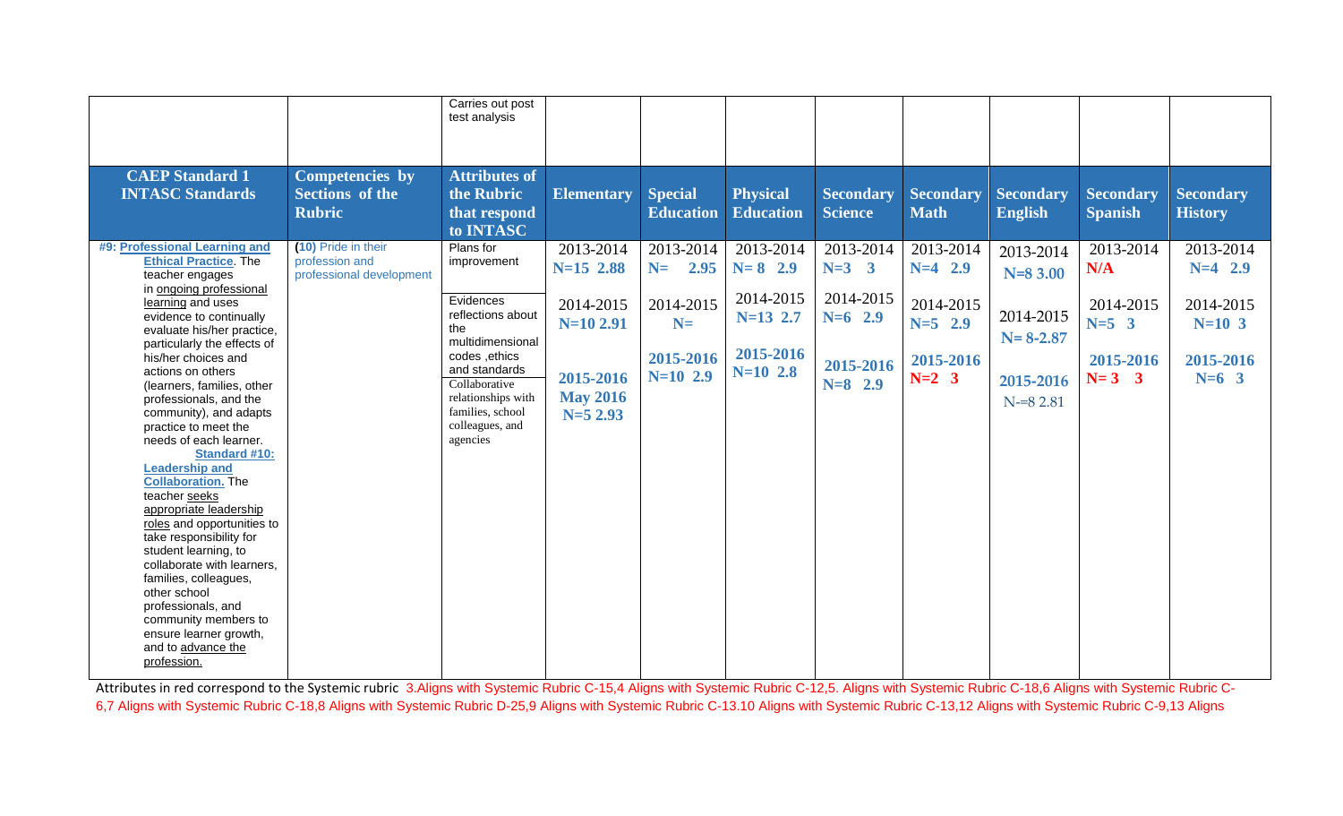| | | Carries out post test analysis | | | | | | | | |
|---|---|---|---|---|---|---|---|---|---|---|
| **CAEP Standard 1 INTASC Standards** | **Competencies by Sections of the Rubric** | **Attributes of the Rubric that respond to INTASC** | **Elementary** | **Special Education** | **Physical Education** | **Secondary Science** | **Secondary Math** | **Secondary English** | **Secondary Spanish** | **Secondary History** |
| **#9: Professional Learning and Ethical Practice.** The teacher engages in ongoing professional learning and uses evidence to continually evaluate his/her practice, particularly the effects of his/her choices and actions on others (learners, families, other professionals, and the community), and adapts practice to meet the needs of each learner. **Standard #10: Leadership and Collaboration.** The teacher seeks appropriate leadership roles and opportunities to take responsibility for student learning, to collaborate with learners, families, colleagues, other school professionals, and community members to ensure learner growth, and to advance the profession. | (10) Pride in their profession and professional development | Plans for improvement<br><br>Evidences reflections about the multidimensional codes ,ethics and standards<br>Collaborative relationships with families, school colleagues, and agencies | 2013-2014 N=15 2.88<br><br>2014-2015 N=10 2.91<br><br>2015-2016 May 2016 N=5 2.93 | 2013-2014 N= 2.95<br><br>2014-2015 N=<br><br>2015-2016 N=10 2.9 | 2013-2014 N= 8 2.9<br><br>2014-2015 N=13 2.7<br><br>2015-2016 N=10 2.8 | 2013-2014 N=3 3<br><br>2014-2015 N=6 2.9<br><br>2015-2016 N=8 2.9 | 2013-2014 N=4 2.9<br><br>2014-2015 N=5 2.9<br><br>2015-2016 N=2 3 | 2013-2014 N=8 3.00<br><br>2014-2015 N= 8-2.87<br><br>2015-2016 N-=8 2.81 | 2013-2014 N/A<br><br>2014-2015 N=5 3<br><br>2015-2016 N= 3 3 | 2013-2014 N=4 2.9<br><br>2014-2015 N=10 3<br><br>2015-2016 N=6 3 |

Attributes in red correspond to the Systemic rubric 3.Aligns with Systemic Rubric C-15,4 Aligns with Systemic Rubric C-12,5. Aligns with Systemic Rubric C-18,6 Aligns with Systemic Rubric C-6,7 Aligns with Systemic Rubric C-18,8 Aligns with Systemic Rubric D-25,9 Aligns with Systemic Rubric C-13.10 Aligns with Systemic Rubric C-13,12 Aligns with Systemic Rubric C-9,13 Aligns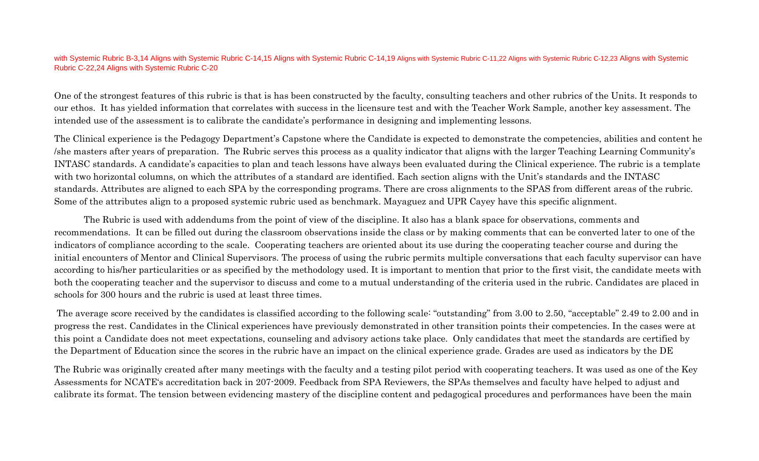with Systemic Rubric B-3,14 Aligns with Systemic Rubric C-14,15 Aligns with Systemic Rubric C-14,19 Aligns with Systemic Rubric C-11,22 Aligns with Systemic Rubric C-12,23 Aligns with Systemic Rubric C-22,24 Aligns with Systemic Rubric C-20

One of the strongest features of this rubric is that is has been constructed by the faculty, consulting teachers and other rubrics of the Units. It responds to our ethos. It has yielded information that correlates with success in the licensure test and with the Teacher Work Sample, another key assessment. The intended use of the assessment is to calibrate the candidate's performance in designing and implementing lessons.

The Clinical experience is the Pedagogy Department's Capstone where the Candidate is expected to demonstrate the competencies, abilities and content he /she masters after years of preparation. The Rubric serves this process as a quality indicator that aligns with the larger Teaching Learning Community's INTASC standards. A candidate's capacities to plan and teach lessons have always been evaluated during the Clinical experience. The rubric is a template with two horizontal columns, on which the attributes of a standard are identified. Each section aligns with the Unit's standards and the INTASC standards. Attributes are aligned to each SPA by the corresponding programs. There are cross alignments to the SPAS from different areas of the rubric. Some of the attributes align to a proposed systemic rubric used as benchmark. Mayaguez and UPR Cayey have this specific alignment.

The Rubric is used with addendums from the point of view of the discipline. It also has a blank space for observations, comments and recommendations. It can be filled out during the classroom observations inside the class or by making comments that can be converted later to one of the indicators of compliance according to the scale. Cooperating teachers are oriented about its use during the cooperating teacher course and during the initial encounters of Mentor and Clinical Supervisors. The process of using the rubric permits multiple conversations that each faculty supervisor can have according to his/her particularities or as specified by the methodology used. It is important to mention that prior to the first visit, the candidate meets with both the cooperating teacher and the supervisor to discuss and come to a mutual understanding of the criteria used in the rubric. Candidates are placed in schools for 300 hours and the rubric is used at least three times.

The average score received by the candidates is classified according to the following scale: "outstanding" from 3.00 to 2.50, "acceptable" 2.49 to 2.00 and in progress the rest. Candidates in the Clinical experiences have previously demonstrated in other transition points their competencies. In the cases were at this point a Candidate does not meet expectations, counseling and advisory actions take place. Only candidates that meet the standards are certified by the Department of Education since the scores in the rubric have an impact on the clinical experience grade. Grades are used as indicators by the DE

The Rubric was originally created after many meetings with the faculty and a testing pilot period with cooperating teachers. It was used as one of the Key Assessments for NCATE's accreditation back in 207-2009. Feedback from SPA Reviewers, the SPAs themselves and faculty have helped to adjust and calibrate its format. The tension between evidencing mastery of the discipline content and pedagogical procedures and performances have been the main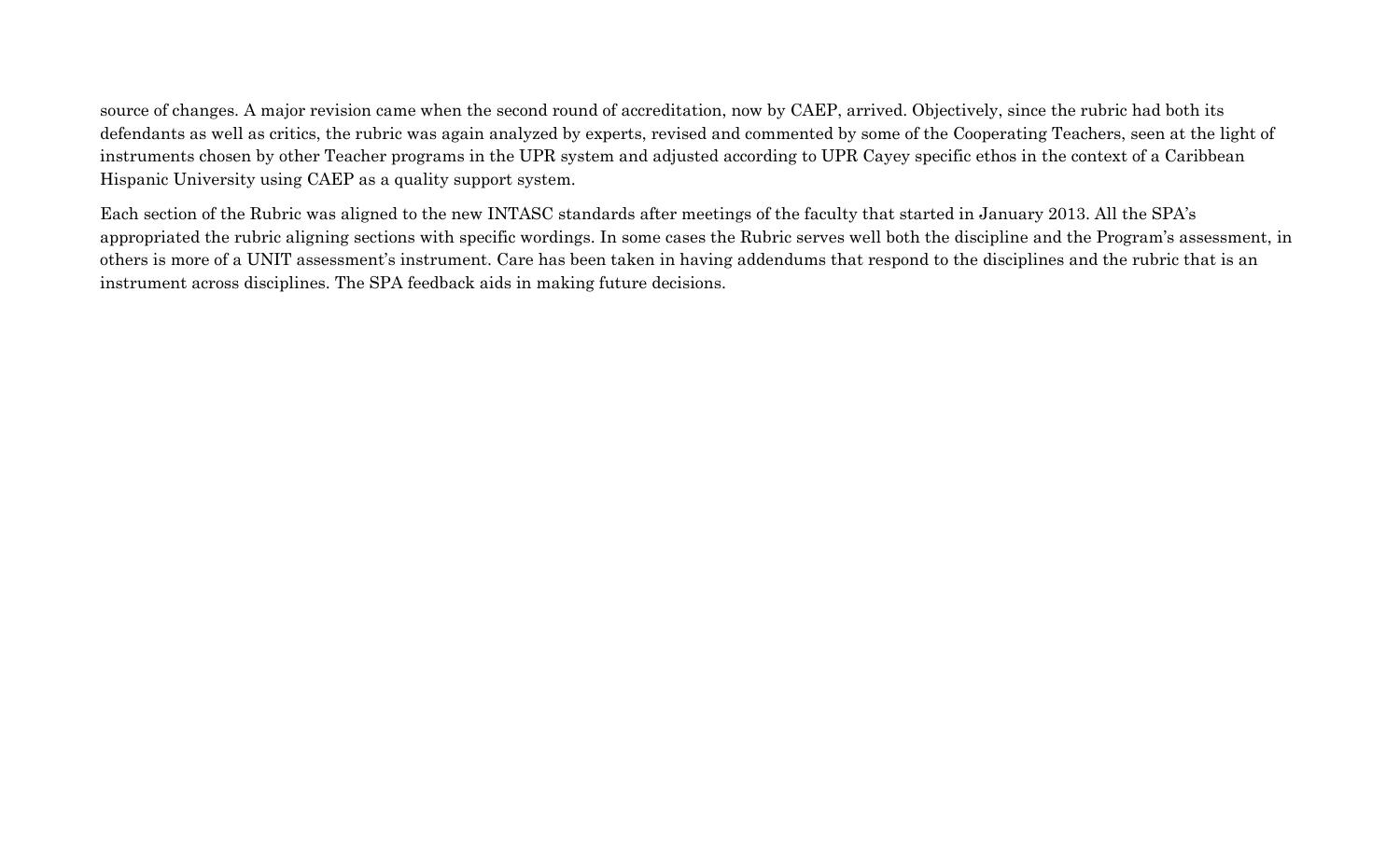source of changes. A major revision came when the second round of accreditation, now by CAEP, arrived. Objectively, since the rubric had both its defendants as well as critics, the rubric was again analyzed by experts, revised and commented by some of the Cooperating Teachers, seen at the light of instruments chosen by other Teacher programs in the UPR system and adjusted according to UPR Cayey specific ethos in the context of a Caribbean Hispanic University using CAEP as a quality support system.

Each section of the Rubric was aligned to the new INTASC standards after meetings of the faculty that started in January 2013. All the SPA's appropriated the rubric aligning sections with specific wordings. In some cases the Rubric serves well both the discipline and the Program's assessment, in others is more of a UNIT assessment's instrument. Care has been taken in having addendums that respond to the disciplines and the rubric that is an instrument across disciplines. The SPA feedback aids in making future decisions.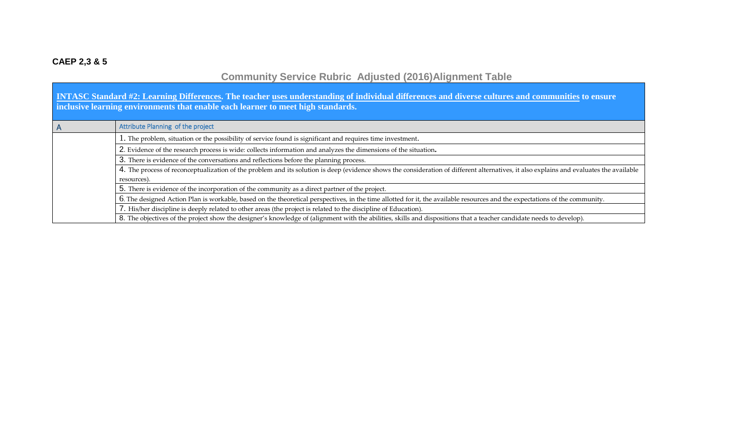**CAEP 2,3 & 5**

## Community Service Rubric Adjusted (2016)Alignment Table

| **INTASC Standard #2: Learning Differences. The teacher uses understanding of individual differences and diverse cultures and communities to ensure inclusive learning environments that enable each learner to meet high standards.** | |
|---|---|
| A | Attribute Planning of the project |
| | 1. The problem, situation or the possibility of service found is significant and requires time investment. |
| | 2. Evidence of the research process is wide: collects information and analyzes the dimensions of the situation. |
| | 3. There is evidence of the conversations and reflections before the planning process. |
| | 4. The process of reconceptualization of the problem and its solution is deep (evidence shows the consideration of different alternatives, it also explains and evaluates the available resources). |
| | 5. There is evidence of the incorporation of the community as a direct partner of the project. |
| | 6. The designed Action Plan is workable, based on the theoretical perspectives, in the time allotted for it, the available resources and the expectations of the community. |
| | 7. His/her discipline is deeply related to other areas (the project is related to the discipline of Education). |
| | 8. The objectives of the project show the designer's knowledge of (alignment with the abilities, skills and dispositions that a teacher candidate needs to develop). |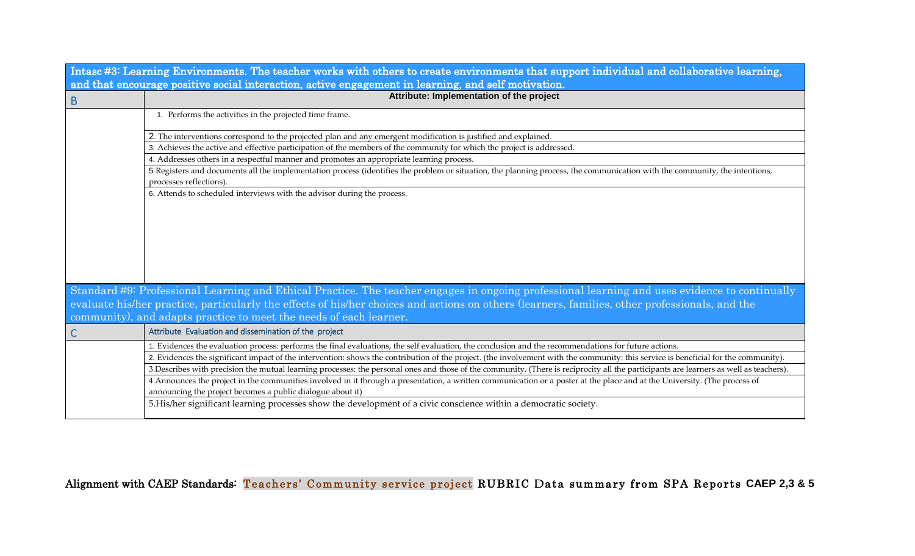| Intasc #3: Learning Environments. The teacher works with others to create environments that support individual and collaborative learning, and that encourage positive social interaction, active engagement in learning, and self motivation. | |
|---|---|
| B | **Attribute: Implementation of the project** |
| | 1. Performs the activities in the projected time frame. |
| | 2. The interventions correspond to the projected plan and any emergent modification is justified and explained. |
| | 3. Achieves the active and effective participation of the members of the community for which the project is addressed. |
| | 4. Addresses others in a respectful manner and promotes an appropriate learning process. |
| | 5 Registers and documents all the implementation process (identifies the problem or situation, the planning process, the communication with the community, the intentions, processes reflections). |
| | 6. Attends to scheduled interviews with the advisor during the process. |
| Standard #9: Professional Learning and Ethical Practice. The teacher engages in ongoing professional learning and uses evidence to continually evaluate his/her practice, particularly the effects of his/her choices and actions on others (learners, families, other professionals, and the community), and adapts practice to meet the needs of each learner. | |
| C | Attribute Evaluation and dissemination of the project |
| | 1. Evidences the evaluation process: performs the final evaluations, the self evaluation, the conclusion and the recommendations for future actions. |
| | 2. Evidences the significant impact of the intervention: shows the contribution of the project. (the involvement with the community: this service is beneficial for the community). |
| | 3.Describes with precision the mutual learning processes: the personal ones and those of the community. (There is reciprocity all the participants are learners as well as teachers). |
| | 4.Announces the project in the communities involved in it through a presentation, a written communication or a poster at the place and at the University. (The process of announcing the project becomes a public dialogue about it) |
| | 5.His/her significant learning processes show the development of a civic conscience within a democratic society. |

**Alignment with CAEP Standards: Teachers' Community service project RUBRIC Data summary from SPA Reports CAEP 2,3 & 5**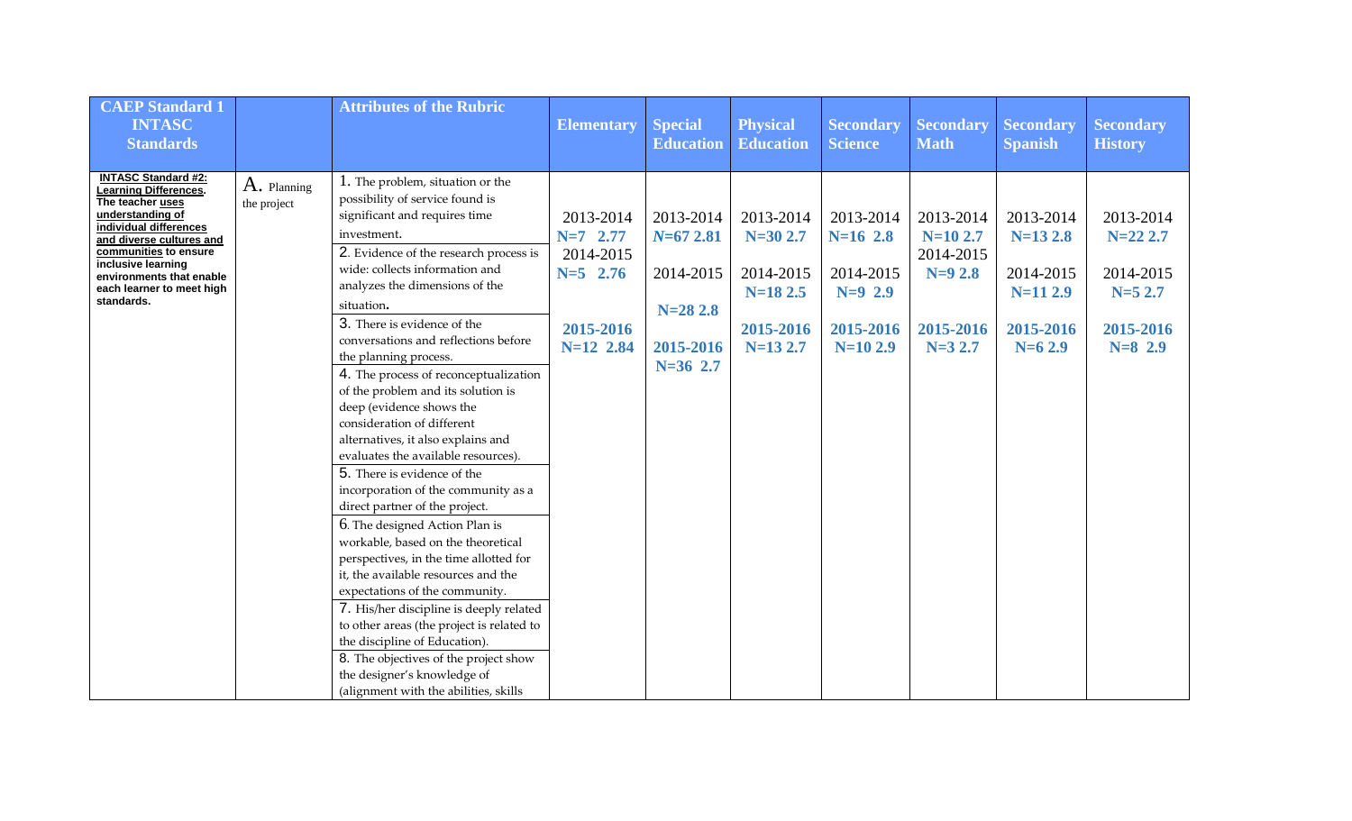| CAEP Standard 1 INTASC Standards | | Attributes of the Rubric | Elementary | Special Education | Physical Education | Secondary Science | Secondary Math | Secondary Spanish | Secondary History |
|---|---|---|---|---|---|---|---|---|---|
| **INTASC Standard #2: Learning Differences.** The teacher uses understanding of individual differences and diverse cultures and communities to ensure inclusive learning environments that enable each learner to meet high standards. | A. Planning the project | 1. The problem, situation or the possibility of service found is significant and requires time investment.<br>2. Evidence of the research process is wide: collects information and analyzes the dimensions of the situation.<br>3. There is evidence of the conversations and reflections before the planning process.<br>4. The process of reconceptualization of the problem and its solution is deep (evidence shows the consideration of different alternatives, it also explains and evaluates the available resources).<br>5. There is evidence of the incorporation of the community as a direct partner of the project.<br>6. The designed Action Plan is workable, based on the theoretical perspectives, in the time allotted for it, the available resources and the expectations of the community.<br>7. His/her discipline is deeply related to other areas (the project is related to the discipline of Education).<br>8. The objectives of the project show the designer's knowledge of (alignment with the abilities, skills | 2013-2014<br>**N=7 2.77**<br>2014-2015<br>**N=5 2.76**<br><br>**2015-2016**<br>**N=12 2.84** | 2013-2014<br>***N*=67 2.81**<br><br>2014-2015<br><br>**N=28 2.8**<br><br>**2015-2016**<br>**N=36 2.7** | 2013-2014<br>**N=30 2.7**<br><br>2014-2015<br>**N=18 2.5**<br><br>**2015-2016**<br>**N=13 2.7** | 2013-2014<br>**N=16 2.8**<br><br>2014-2015<br>**N=9 2.9**<br><br>**2015-2016**<br>**N=10 2.9** | 2013-2014<br>**N=10 2.7**<br>2014-2015<br>**N=9 2.8**<br><br>**2015-2016**<br>**N=3 2.7** | 2013-2014<br>**N=13 2.8**<br><br>2014-2015<br>**N=11 2.9**<br><br>**2015-2016**<br>**N=6 2.9** | 2013-2014<br>**N=22 2.7**<br><br>2014-2015<br>**N=5 2.7**<br><br>**2015-2016**<br>**N=8 2.9** |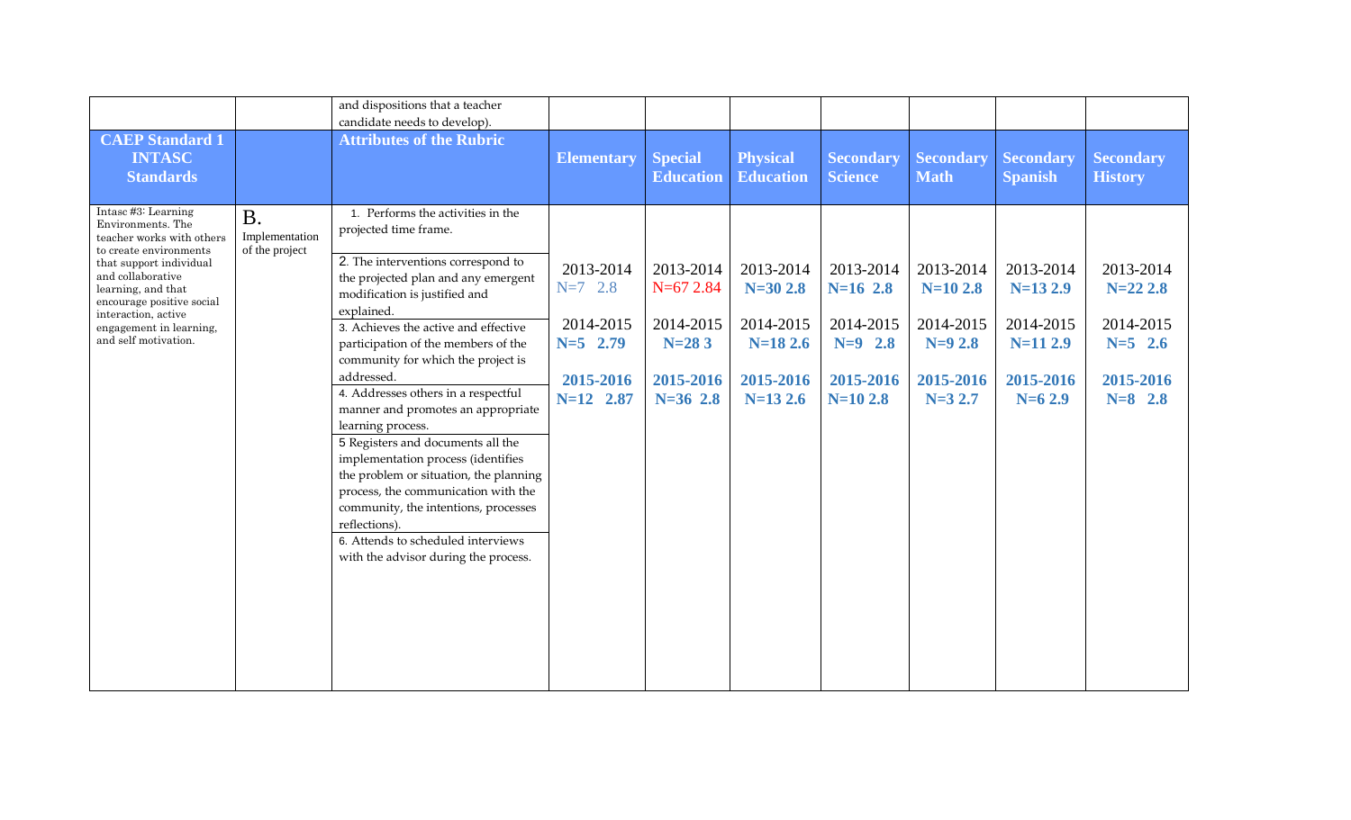|  |  | and dispositions that a teacher candidate needs to develop). |  |  |  |  |  |  |  |
|---|---|---|---|---|---|---|---|---|---|
| **CAEP Standard 1 INTASC Standards** |  | **Attributes of the Rubric** | **Elementary** | **Special Education** | **Physical Education** | **Secondary Science** | **Secondary Math** | **Secondary Spanish** | **Secondary History** |
| Intasc #3: Learning Environments. The teacher works with others to create environments that support individual and collaborative learning, and that encourage positive social interaction, active engagement in learning, and self motivation. | B. Implementation of the project | 1. Performs the activities in the projected time frame.<br>2. The interventions correspond to the projected plan and any emergent modification is justified and explained.<br>3. Achieves the active and effective participation of the members of the community for which the project is addressed.<br>4. Addresses others in a respectful manner and promotes an appropriate learning process.<br>5 Registers and documents all the implementation process (identifies the problem or situation, the planning process, the communication with the community, the intentions, processes reflections).<br>6. Attends to scheduled interviews with the advisor during the process. | 2013-2014<br>N=7 2.8<br><br>2014-2015<br>**N=5 2.79**<br><br>**2015-2016**<br>**N=12 2.87** | 2013-2014<br>N=67 2.84<br><br>2014-2015<br>**N=28 3**<br><br>**2015-2016**<br>**N=36 2.8** | 2013-2014<br>**N=30 2.8**<br><br>2014-2015<br>**N=18 2.6**<br><br>**2015-2016**<br>**N=13 2.6** | 2013-2014<br>**N=16 2.8**<br><br>2014-2015<br>**N=9 2.8**<br><br>**2015-2016**<br>**N=10 2.8** | 2013-2014<br>**N=10 2.8**<br><br>2014-2015<br>**N=9 2.8**<br><br>**2015-2016**<br>**N=3 2.7** | 2013-2014<br>**N=13 2.9**<br><br>2014-2015<br>**N=11 2.9**<br><br>**2015-2016**<br>**N=6 2.9** | 2013-2014<br>**N=22 2.8**<br><br>2014-2015<br>**N=5 2.6**<br><br>**2015-2016**<br>**N=8 2.8** |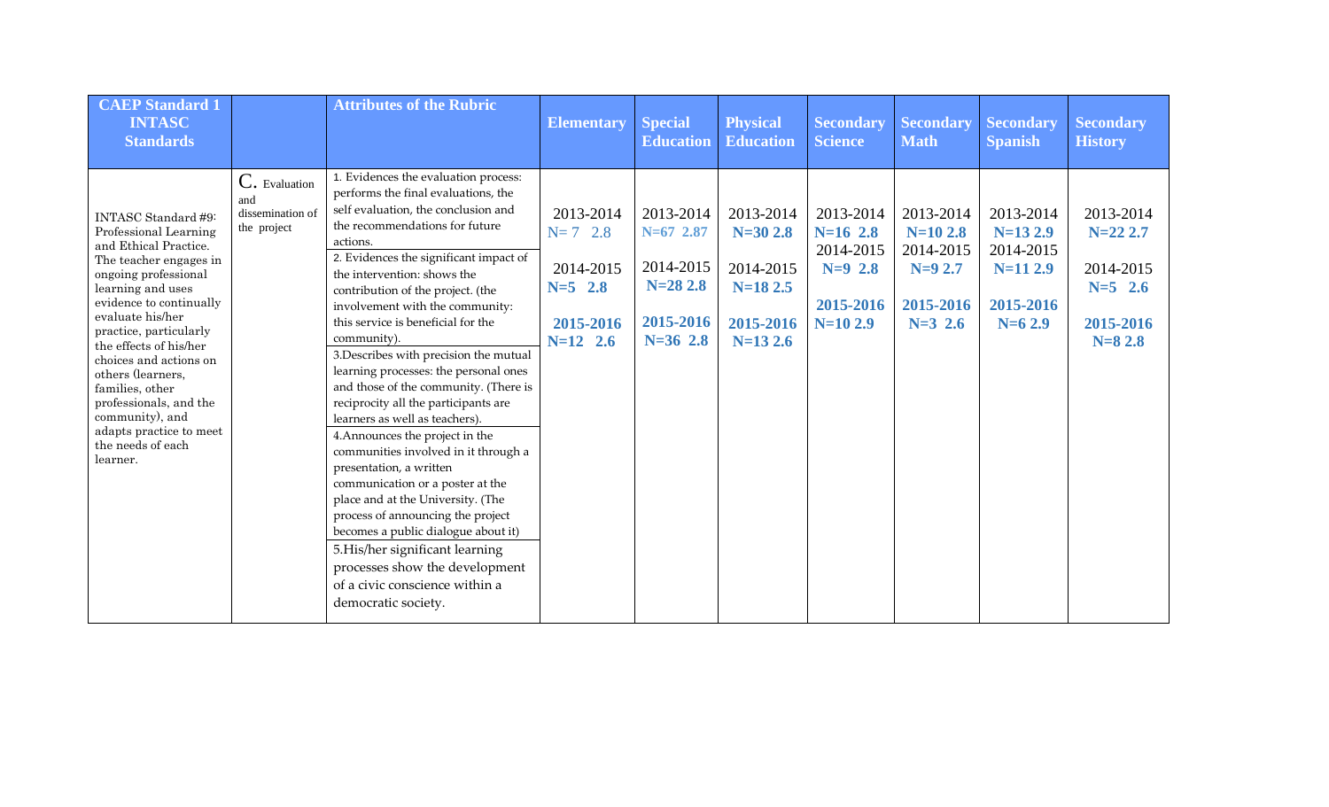| CAEP Standard 1 INTASC Standards | | Attributes of the Rubric | Elementary | Special Education | Physical Education | Secondary Science | Secondary Math | Secondary Spanish | Secondary History |
|---|---|---|---|---|---|---|---|---|---|
| INTASC Standard #9: Professional Learning and Ethical Practice. The teacher engages in ongoing professional learning and uses evidence to continually evaluate his/her practice, particularly the effects of his/her choices and actions on others (learners, families, other professionals, and the community), and adapts practice to meet the needs of each learner. | C. Evaluation and dissemination of the project | 1. Evidences the evaluation process: performs the final evaluations, the self evaluation, the conclusion and the recommendations for future actions.<br>2. Evidences the significant impact of the intervention: shows the contribution of the project. (the involvement with the community: this service is beneficial for the community).<br>3.Describes with precision the mutual learning processes: the personal ones and those of the community. (There is reciprocity all the participants are learners as well as teachers).<br>4.Announces the project in the communities involved in it through a presentation, a written communication or a poster at the place and at the University. (The process of announcing the project becomes a public dialogue about it)<br>5.His/her significant learning processes show the development of a civic conscience within a democratic society. | 2013-2014<br>N= 7 2.8<br><br>2014-2015<br>**N=5 2.8**<br><br>**2015-2016**<br>**N=12 2.6** | 2013-2014<br>**N=67 2.87**<br><br>2014-2015<br>**N=28 2.8**<br><br>**2015-2016**<br>**N=36 2.8** | 2013-2014<br>**N=30 2.8**<br><br>2014-2015<br>**N=18 2.5**<br><br>**2015-2016**<br>**N=13 2.6** | 2013-2014<br>**N=16 2.8**<br>2014-2015<br>**N=9 2.8**<br><br>**2015-2016**<br>**N=10 2.9** | 2013-2014<br>**N=10 2.8**<br>2014-2015<br>**N=9 2.7**<br><br>**2015-2016**<br>**N=3 2.6** | 2013-2014<br>**N=13 2.9**<br>2014-2015<br>**N=11 2.9**<br><br>**2015-2016**<br>**N=6 2.9** | 2013-2014<br>**N=22 2.7**<br><br>2014-2015<br>**N=5 2.6**<br><br>**2015-2016**<br>**N=8 2.8** |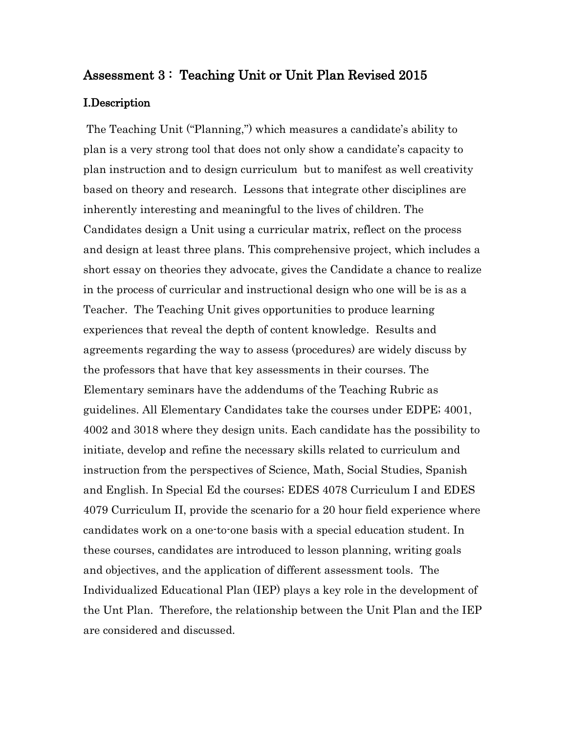## Assessment 3： Teaching Unit or Unit Plan Revised 2015

### I.Description

The Teaching Unit ("Planning,") which measures a candidate's ability to plan is a very strong tool that does not only show a candidate's capacity to plan instruction and to design curriculum but to manifest as well creativity based on theory and research. Lessons that integrate other disciplines are inherently interesting and meaningful to the lives of children. The Candidates design a Unit using a curricular matrix, reflect on the process and design at least three plans. This comprehensive project, which includes a short essay on theories they advocate, gives the Candidate a chance to realize in the process of curricular and instructional design who one will be is as a Teacher. The Teaching Unit gives opportunities to produce learning experiences that reveal the depth of content knowledge. Results and agreements regarding the way to assess (procedures) are widely discuss by the professors that have that key assessments in their courses. The Elementary seminars have the addendums of the Teaching Rubric as guidelines. All Elementary Candidates take the courses under EDPE; 4001, 4002 and 3018 where they design units. Each candidate has the possibility to initiate, develop and refine the necessary skills related to curriculum and instruction from the perspectives of Science, Math, Social Studies, Spanish and English. In Special Ed the courses; EDES 4078 Curriculum I and EDES 4079 Curriculum II, provide the scenario for a 20 hour field experience where candidates work on a one-to-one basis with a special education student. In these courses, candidates are introduced to lesson planning, writing goals and objectives, and the application of different assessment tools. The Individualized Educational Plan (IEP) plays a key role in the development of the Unt Plan. Therefore, the relationship between the Unit Plan and the IEP are considered and discussed.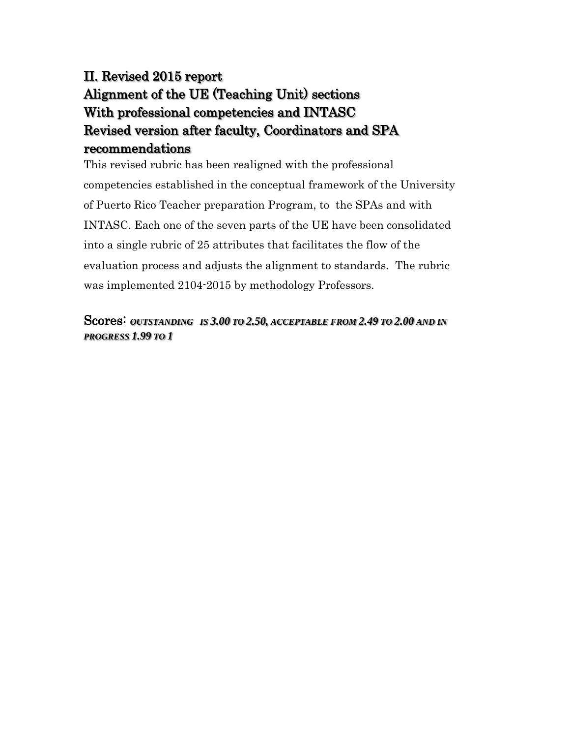## II. Revised 2015 report Alignment of the UE (Teaching Unit) sections With professional competencies and INTASC Revised version after faculty, Coordinators and SPA recommendations

This revised rubric has been realigned with the professional competencies established in the conceptual framework of the University of Puerto Rico Teacher preparation Program, to the SPAs and with INTASC. Each one of the seven parts of the UE have been consolidated into a single rubric of 25 attributes that facilitates the flow of the evaluation process and adjusts the alignment to standards. The rubric was implemented 2104-2015 by methodology Professors.

Scores: ***OUTSTANDING IS 3.00 TO 2.50, ACCEPTABLE FROM 2.49 TO 2.00 AND IN PROGRESS 1.99 TO 1***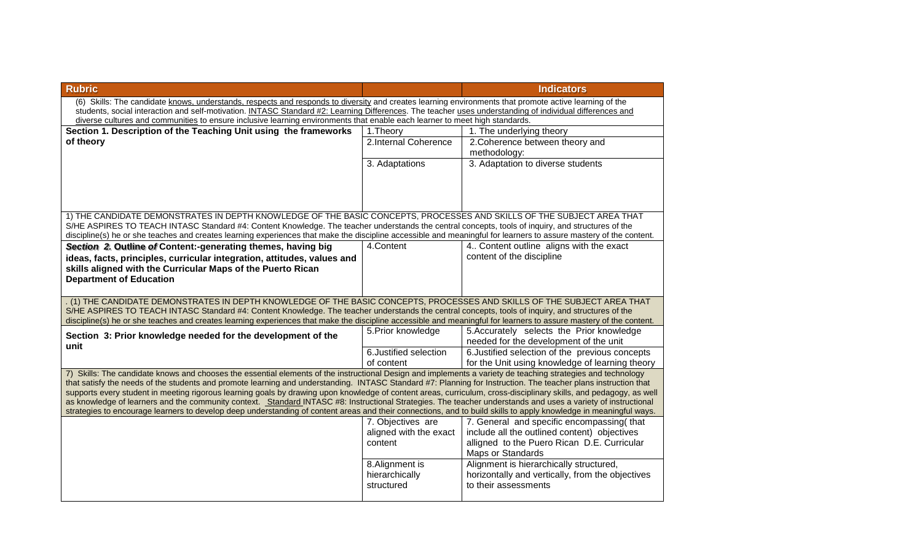| Rubric | | Indicators |
|---|---|---|
| (6) Skills: The candidate knows, understands, respects and responds to diversity and creates learning environments that promote active learning of the students, social interaction and self-motivation. INTASC Standard #2: Learning Differences. The teacher uses understanding of individual differences and diverse cultures and communities to ensure inclusive learning environments that enable each learner to meet high standards. | | |
| **Section 1. Description of the Teaching Unit using the frameworks of theory** | 1.Theory | 1. The underlying theory |
| | 2.Internal Coherence | 2.Coherence between theory and methodology: |
| | 3. Adaptations | 3. Adaptation to diverse students |
| 1) THE CANDIDATE DEMONSTRATES IN DEPTH KNOWLEDGE OF THE BASIC CONCEPTS, PROCESSES AND SKILLS OF THE SUBJECT AREA THAT S/HE ASPIRES TO TEACH INTASC Standard #4: Content Knowledge. The teacher understands the central concepts, tools of inquiry, and structures of the discipline(s) he or she teaches and creates learning experiences that make the discipline accessible and meaningful for learners to assure mastery of the content. | | |
| ***Section 2. Outline of*** **Content:-generating themes, having big ideas, facts, principles, curricular integration, attitudes, values and skills aligned with the Curricular Maps of the Puerto Rican Department of Education** | 4.Content | 4.. Content outline aligns with the exact content of the discipline |
| . (1) THE CANDIDATE DEMONSTRATES IN DEPTH KNOWLEDGE OF THE BASIC CONCEPTS, PROCESSES AND SKILLS OF THE SUBJECT AREA THAT S/HE ASPIRES TO TEACH INTASC Standard #4: Content Knowledge. The teacher understands the central concepts, tools of inquiry, and structures of the discipline(s) he or she teaches and creates learning experiences that make the discipline accessible and meaningful for learners to assure mastery of the content. | | |
| **Section 3: Prior knowledge needed for the development of the unit** | 5.Prior knowledge | 5.Accurately selects the Prior knowledge needed for the development of the unit |
| | 6.Justified selection of content | 6.Justified selection of the previous concepts for the Unit using knowledge of learning theory |
| 7) Skills: The candidate knows and chooses the essential elements of the instructional Design and implements a variety de teaching strategies and technology that satisfy the needs of the students and promote learning and understanding. INTASC Standard #7: Planning for Instruction. The teacher plans instruction that supports every student in meeting rigorous learning goals by drawing upon knowledge of content areas, curriculum, cross-disciplinary skills, and pedagogy, as well as knowledge of learners and the community context. Standard INTASC #8: Instructional Strategies. The teacher understands and uses a variety of instructional strategies to encourage learners to develop deep understanding of content areas and their connections, and to build skills to apply knowledge in meaningful ways. | | |
| | 7. Objectives are aligned with the exact content | 7. General and specific encompassing( that include all the outlined content) objectives alligned to the Puero Rican D.E. Curricular Maps or Standards |
| | 8.Alignment is hierarchically structured | Alignment is hierarchically structured, horizontally and vertically, from the objectives to their assessments |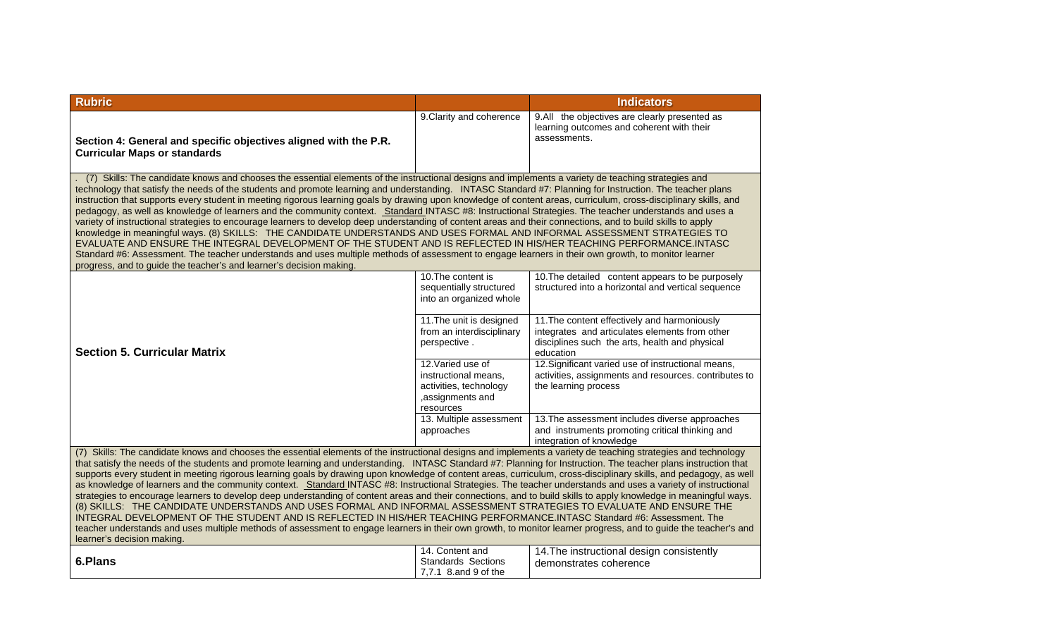| Rubric | | Indicators |
|---|---|---|
| **Section 4: General and specific objectives aligned with the P.R. Curricular Maps or standards** | 9.Clarity and coherence | 9.All the objectives are clearly presented as learning outcomes and coherent with their assessments. |
| . (7) Skills: The candidate knows and chooses the essential elements of the instructional designs and implements a variety de teaching strategies and technology that satisfy the needs of the students and promote learning and understanding. INTASC Standard #7: Planning for Instruction. The teacher plans instruction that supports every student in meeting rigorous learning goals by drawing upon knowledge of content areas, curriculum, cross-disciplinary skills, and pedagogy, as well as knowledge of learners and the community context. Standard INTASC #8: Instructional Strategies. The teacher understands and uses a variety of instructional strategies to encourage learners to develop deep understanding of content areas and their connections, and to build skills to apply knowledge in meaningful ways. (8) SKILLS: THE CANDIDATE UNDERSTANDS AND USES FORMAL AND INFORMAL ASSESSMENT STRATEGIES TO EVALUATE AND ENSURE THE INTEGRAL DEVELOPMENT OF THE STUDENT AND IS REFLECTED IN HIS/HER TEACHING PERFORMANCE.INTASC Standard #6: Assessment. The teacher understands and uses multiple methods of assessment to engage learners in their own growth, to monitor learner progress, and to guide the teacher's and learner's decision making. | | |
| **Section 5. Curricular Matrix** | 10.The content is sequentially structured into an organized whole | 10.The detailed content appears to be purposely structured into a horizontal and vertical sequence |
| | 11.The unit is designed from an interdisciplinary perspective . | 11.The content effectively and harmoniously integrates and articulates elements from other disciplines such the arts, health and physical education |
| | 12.Varied use of instructional means, activities, technology ,assignments and resources | 12.Significant varied use of instructional means, activities, assignments and resources. contributes to the learning process |
| | 13. Multiple assessment approaches | 13.The assessment includes diverse approaches and instruments promoting critical thinking and integration of knowledge |
| (7) Skills: The candidate knows and chooses the essential elements of the instructional designs and implements a variety de teaching strategies and technology that satisfy the needs of the students and promote learning and understanding. INTASC Standard #7: Planning for Instruction. The teacher plans instruction that supports every student in meeting rigorous learning goals by drawing upon knowledge of content areas, curriculum, cross-disciplinary skills, and pedagogy, as well as knowledge of learners and the community context. Standard INTASC #8: Instructional Strategies. The teacher understands and uses a variety of instructional strategies to encourage learners to develop deep understanding of content areas and their connections, and to build skills to apply knowledge in meaningful ways. (8) SKILLS: THE CANDIDATE UNDERSTANDS AND USES FORMAL AND INFORMAL ASSESSMENT STRATEGIES TO EVALUATE AND ENSURE THE INTEGRAL DEVELOPMENT OF THE STUDENT AND IS REFLECTED IN HIS/HER TEACHING PERFORMANCE.INTASC Standard #6: Assessment. The teacher understands and uses multiple methods of assessment to engage learners in their own growth, to monitor learner progress, and to guide the teacher's and learner's decision making. | | |
| **6.Plans** | 14. Content and Standards Sections 7,7.1 8.and 9 of the | 14.The instructional design consistently demonstrates coherence |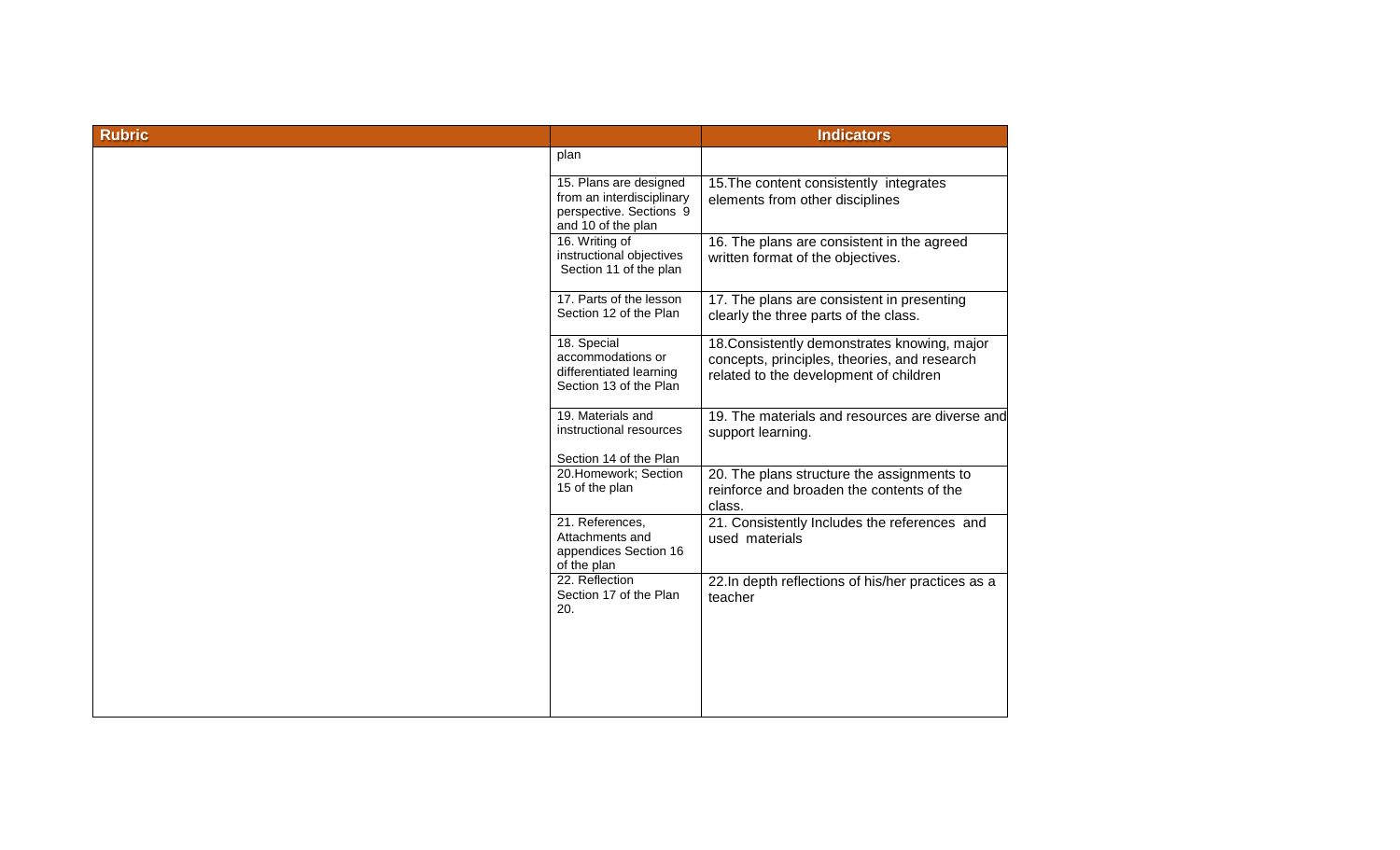| Rubric | | Indicators |
|---|---|---|
| | plan | |
| | 15. Plans are designed from an interdisciplinary perspective. Sections 9 and 10 of the plan | 15.The content consistently integrates elements from other disciplines |
| | 16. Writing of instructional objectives Section 11 of the plan | 16. The plans are consistent in the agreed written format of the objectives. |
| | 17. Parts of the lesson Section 12 of the Plan | 17. The plans are consistent in presenting clearly the three parts of the class. |
| | 18. Special accommodations or differentiated learning Section 13 of the Plan | 18.Consistently demonstrates knowing, major concepts, principles, theories, and research related to the development of children |
| | 19. Materials and instructional resources<br><br>Section 14 of the Plan | 19. The materials and resources are diverse and support learning. |
| | 20.Homework; Section 15 of the plan | 20. The plans structure the assignments to reinforce and broaden the contents of the class. |
| | 21. References, Attachments and appendices Section 16 of the plan | 21. Consistently Includes the references and used materials |
| | 22. Reflection Section 17 of the Plan 20. | 22.In depth reflections of his/her practices as a teacher |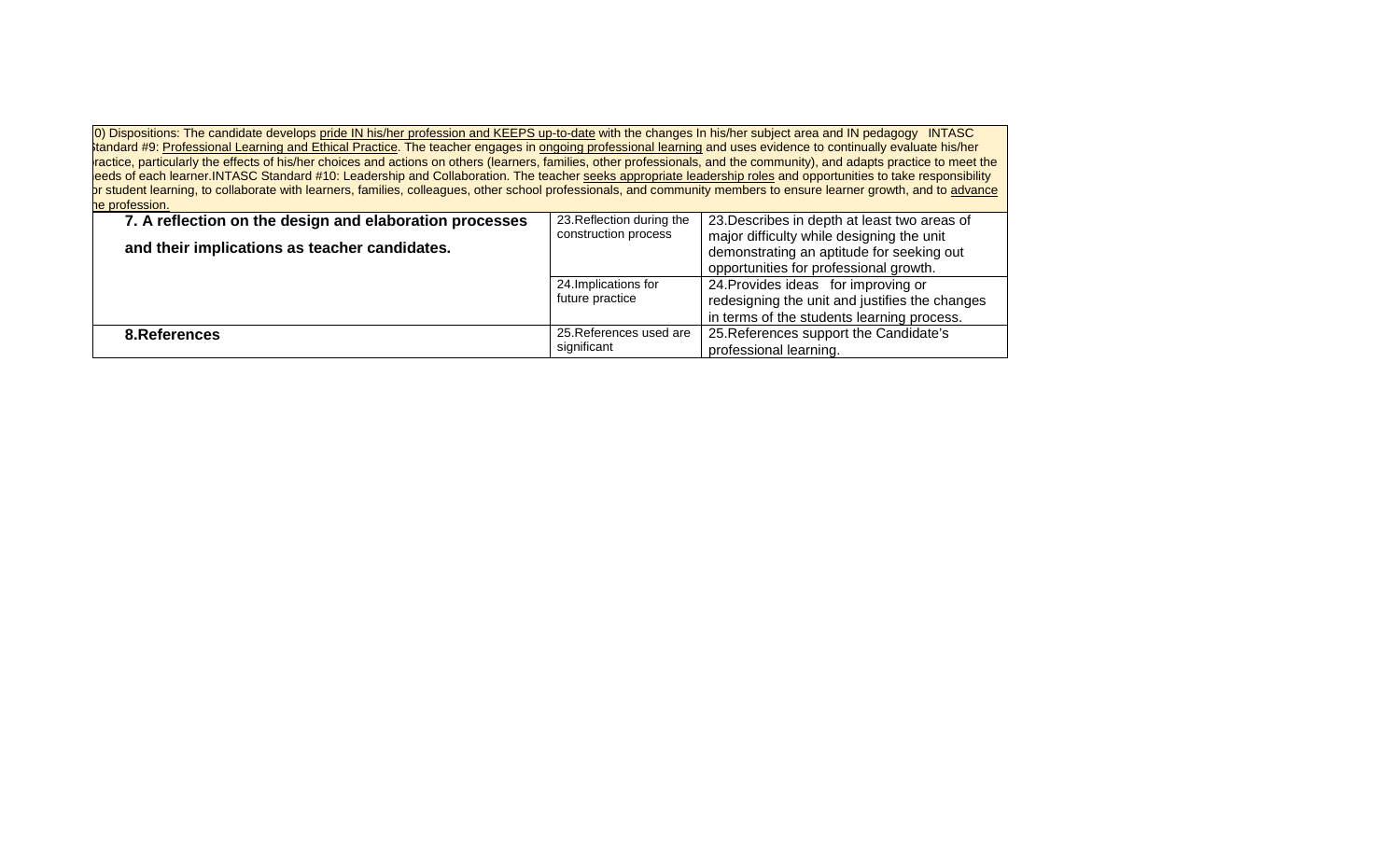| 0) Dispositions: The candidate develops pride IN his/her profession and KEEPS up-to-date with the changes In his/her subject area and IN pedagogy INTASC Standard #9: Professional Learning and Ethical Practice. The teacher engages in ongoing professional learning and uses evidence to continually evaluate his/her practice, particularly the effects of his/her choices and actions on others (learners, families, other professionals, and the community), and adapts practice to meet the needs of each learner.INTASC Standard #10: Leadership and Collaboration. The teacher seeks appropriate leadership roles and opportunities to take responsibility for student learning, to collaborate with learners, families, colleagues, other school professionals, and community members to ensure learner growth, and to advance the profession. | | |
|---|---|---|
| **7. A reflection on the design and elaboration processes and their implications as teacher candidates.** | 23.Reflection during the construction process | 23.Describes in depth at least two areas of major difficulty while designing the unit demonstrating an aptitude for seeking out opportunities for professional growth. |
| | 24.Implications for future practice | 24.Provides ideas for improving or redesigning the unit and justifies the changes in terms of the students learning process. |
| **8.References** | 25.References used are significant | 25.References support the Candidate's professional learning. |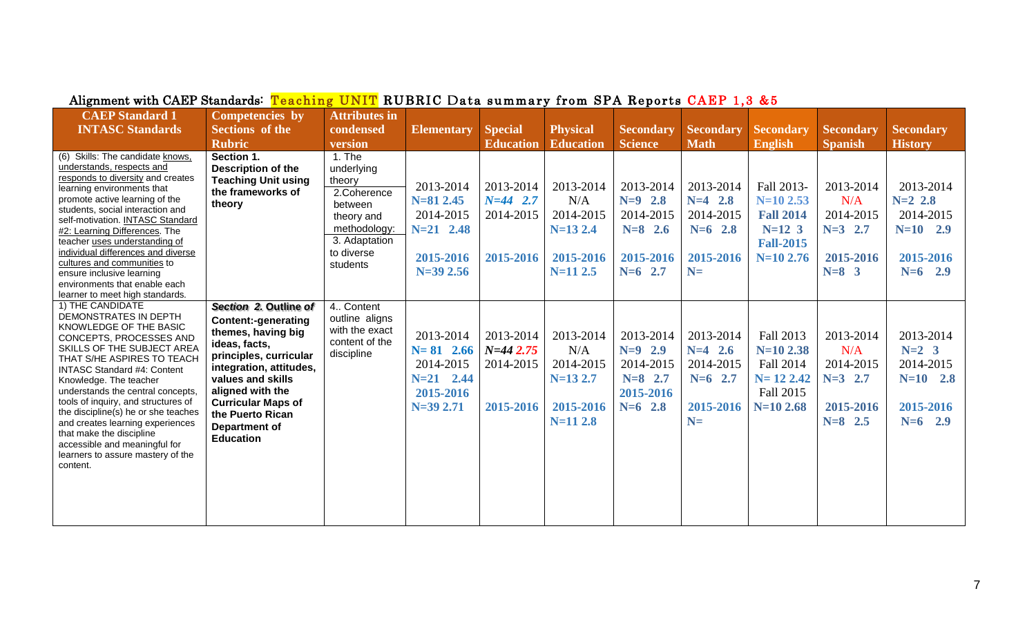## Alignment with CAEP Standards: Teaching UNIT RUBRIC Data summary from SPA Reports CAEP 1,3 &5

| CAEP Standard 1 INTASC Standards | Competencies by Sections of the Rubric | Attributes in condensed version | Elementary | Special Education | Physical Education | Secondary Science | Secondary Math | Secondary English | Secondary Spanish | Secondary History |
|---|---|---|---|---|---|---|---|---|---|---|
| (6) Skills: The candidate knows, understands, respects and responds to diversity and creates learning environments that promote active learning of the students, social interaction and self-motivation. INTASC Standard #2: Learning Differences. The teacher uses understanding of individual differences and diverse cultures and communities to ensure inclusive learning environments that enable each learner to meet high standards. | **Section 1. Description of the Teaching Unit using the frameworks of theory** | 1. The underlying theory 2.Coherence between theory and methodology: 3. Adaptation to diverse students | 2013-2014 N=81 2.45 2014-2015 N=21 2.48 2015-2016 N=39 2.56 | 2013-2014 *N=44 2.7* 2014-2015 2015-2016 | 2013-2014 N/A 2014-2015 N=13 2.4 2015-2016 N=11 2.5 | 2013-2014 N=9 2.8 2014-2015 N=8 2.6 2015-2016 N=6 2.7 | 2013-2014 N=4 2.8 2014-2015 N=6 2.8 2015-2016 N= | Fall 2013- N=10 2.53 Fall 2014 N=12 3 Fall-2015 N=10 2.76 | 2013-2014 N/A 2014-2015 N=3 2.7 2015-2016 N=8 3 | 2013-2014 N=2 2.8 2014-2015 N=10 2.9 2015-2016 N=6 2.9 |
| 1) THE CANDIDATE DEMONSTRATES IN DEPTH KNOWLEDGE OF THE BASIC CONCEPTS, PROCESSES AND SKILLS OF THE SUBJECT AREA THAT S/HE ASPIRES TO TEACH INTASC Standard #4: Content Knowledge. The teacher understands the central concepts, tools of inquiry, and structures of the discipline(s) he or she teaches and creates learning experiences that make the discipline accessible and meaningful for learners to assure mastery of the content. | ***Section 2. Outline of* Content:-generating themes, having big ideas, facts, principles, curricular integration, attitudes, values and skills aligned with the Curricular Maps of the Puerto Rican Department of Education** | 4.. Content outline aligns with the exact content of the discipline | 2013-2014 N= 81 2.66 2014-2015 N=21 2.44 2015-2016 N=39 2.71 | 2013-2014 *N=44 2.75* 2014-2015 2015-2016 | 2013-2014 N/A 2014-2015 N=13 2.7 2015-2016 N=11 2.8 | 2013-2014 N=9 2.9 2014-2015 N=8 2.7 2015-2016 N=6 2.8 | 2013-2014 N=4 2.6 2014-2015 N=6 2.7 2015-2016 N= | Fall 2013 N=10 2.38 Fall 2014 N= 12 2.42 Fall 2015 N=10 2.68 | 2013-2014 N/A 2014-2015 N=3 2.7 2015-2016 N=8 2.5 | 2013-2014 N=2 3 2014-2015 N=10 2.8 2015-2016 N=6 2.9 |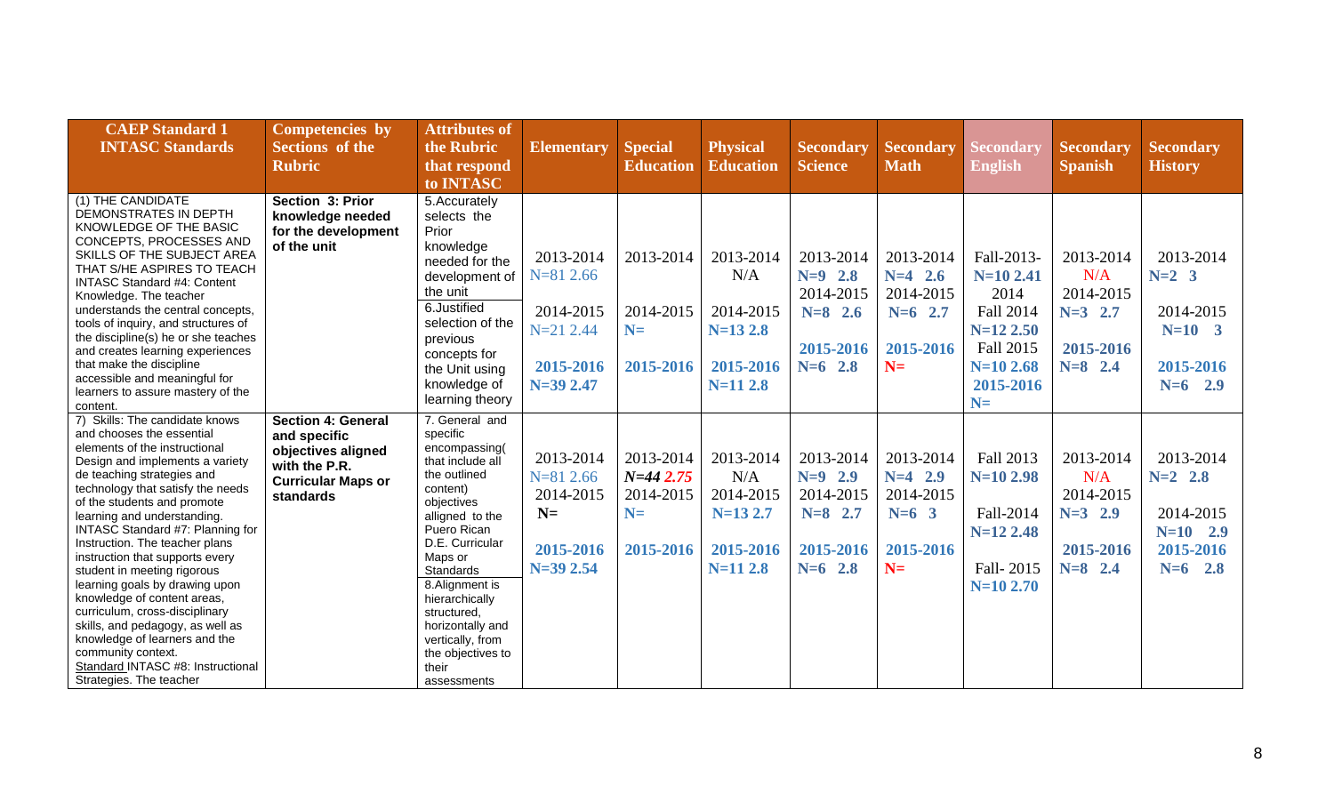| CAEP Standard 1 INTASC Standards | Competencies by Sections of the Rubric | Attributes of the Rubric that respond to INTASC | Elementary | Special Education | Physical Education | Secondary Science | Secondary Math | Secondary English | Secondary Spanish | Secondary History |
|---|---|---|---|---|---|---|---|---|---|---|
| (1) THE CANDIDATE DEMONSTRATES IN DEPTH KNOWLEDGE OF THE BASIC CONCEPTS, PROCESSES AND SKILLS OF THE SUBJECT AREA THAT S/HE ASPIRES TO TEACH INTASC Standard #4: Content Knowledge. The teacher understands the central concepts, tools of inquiry, and structures of the discipline(s) he or she teaches and creates learning experiences that make the discipline accessible and meaningful for learners to assure mastery of the content. | **Section 3: Prior knowledge needed for the development of the unit** | 5.Accurately selects the Prior knowledge needed for the development of the unit<br>6.Justified selection of the previous concepts for the Unit using knowledge of learning theory | 2013-2014<br>N=81 2.66<br><br>2014-2015<br>N=21 2.44<br><br>**2015-2016**<br>**N=39 2.47** | 2013-2014<br><br>2014-2015<br>**N=**<br><br>**2015-2016** | 2013-2014<br>N/A<br><br>2014-2015<br>**N=13 2.8**<br><br>**2015-2016**<br>**N=11 2.8** | 2013-2014<br>**N=9 2.8**<br>2014-2015<br>**N=8 2.6**<br><br>**2015-2016**<br>**N=6 2.8** | 2013-2014<br>**N=4 2.6**<br>2014-2015<br>**N=6 2.7**<br><br>**2015-2016**<br>**N=** | Fall-2013-<br>**N=10 2.41**<br>2014<br>Fall 2014<br>**N=12 2.50**<br>Fall 2015<br>**N=10 2.68**<br>**2015-2016**<br>**N=** | 2013-2014<br>N/A<br>2014-2015<br>**N=3 2.7**<br><br>**2015-2016**<br>**N=8 2.4** | 2013-2014<br>**N=2 3**<br><br>2014-2015<br>**N=10 3**<br><br>**2015-2016**<br>**N=6 2.9** |
| 7) Skills: The candidate knows and chooses the essential elements of the instructional Design and implements a variety de teaching strategies and technology that satisfy the needs of the students and promote learning and understanding. INTASC Standard #7: Planning for Instruction. The teacher plans instruction that supports every student in meeting rigorous learning goals by drawing upon knowledge of content areas, curriculum, cross-disciplinary skills, and pedagogy, as well as knowledge of learners and the community context. Standard INTASC #8: Instructional Strategies. The teacher | **Section 4: General and specific objectives aligned with the P.R. Curricular Maps or standards** | 7. General and specific encompassing( that include all the outlined content) objectives alligned to the Puero Rican D.E. Curricular Maps or Standards<br>8.Alignment is hierarchically structured, horizontally and vertically, from the objectives to their assessments | 2013-2014<br>N=81 2.66<br>2014-2015<br>**N=**<br><br>**2015-2016**<br>**N=39 2.54** | 2013-2014<br>***N=44 2.75***<br>2014-2015<br>**N=**<br><br>**2015-2016** | 2013-2014<br>N/A<br>2014-2015<br>**N=13 2.7**<br><br>**2015-2016**<br>**N=11 2.8** | 2013-2014<br>**N=9 2.9**<br>2014-2015<br>**N=8 2.7**<br><br>**2015-2016**<br>**N=6 2.8** | 2013-2014<br>**N=4 2.9**<br>2014-2015<br>**N=6 3**<br><br>**2015-2016**<br>**N=** | Fall 2013<br>**N=10 2.98**<br><br>Fall-2014<br>**N=12 2.48**<br><br>Fall- 2015<br>**N=10 2.70** | 2013-2014<br>N/A<br>2014-2015<br>**N=3 2.9**<br><br>**2015-2016**<br>**N=8 2.4** | 2013-2014<br>**N=2 2.8**<br><br>2014-2015<br>**N=10 2.9**<br>**2015-2016**<br>**N=6 2.8** |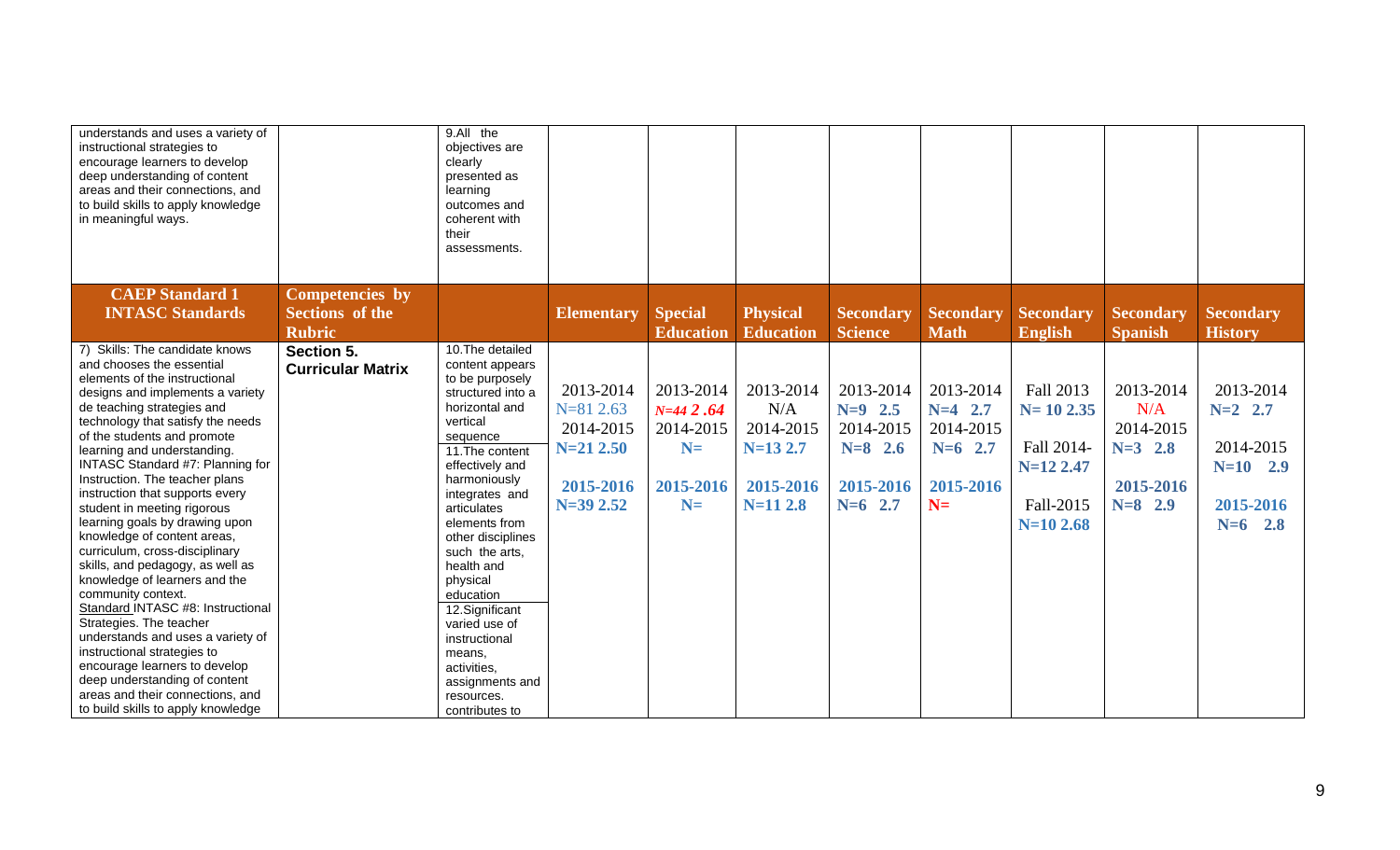| | | | | | | | | | | |
|---|---|---|---|---|---|---|---|---|---|---|
| understands and uses a variety of instructional strategies to encourage learners to develop deep understanding of content areas and their connections, and to build skills to apply knowledge in meaningful ways. | | 9.All the objectives are clearly presented as learning outcomes and coherent with their assessments. | | | | | | | | |
| **CAEP Standard 1 INTASC Standards** | **Competencies by Sections of the Rubric** | | **Elementary** | **Special Education** | **Physical Education** | **Secondary Science** | **Secondary Math** | **Secondary English** | **Secondary Spanish** | **Secondary History** |
| 7) Skills: The candidate knows and chooses the essential elements of the instructional designs and implements a variety de teaching strategies and technology that satisfy the needs of the students and promote learning and understanding. INTASC Standard #7: Planning for Instruction. The teacher plans instruction that supports every student in meeting rigorous learning goals by drawing upon knowledge of content areas, curriculum, cross-disciplinary skills, and pedagogy, as well as knowledge of learners and the community context. Standard INTASC #8: Instructional Strategies. The teacher understands and uses a variety of instructional strategies to encourage learners to develop deep understanding of content areas and their connections, and to build skills to apply knowledge | **Section 5. Curricular Matrix** | 10.The detailed content appears to be purposely structured into a horizontal and vertical sequence 11.The content effectively and harmoniously integrates and articulates elements from other disciplines such the arts, health and physical education 12.Significant varied use of instructional means, activities, assignments and resources. contributes to | 2013-2014 N=81 2.63 2014-2015 **N=21 2.50** **2015-2016** **N=39 2.52** | 2013-2014 ***N=44 2 .64*** 2014-2015 **N=** **2015-2016** **N=** | 2013-2014 N/A 2014-2015 **N=13 2.7** **2015-2016** **N=11 2.8** | 2013-2014 **N=9 2.5** 2014-2015 **N=8 2.6** **2015-2016** **N=6 2.7** | 2013-2014 **N=4 2.7** 2014-2015 **N=6 2.7** **2015-2016** **N=** | Fall 2013 **N= 10 2.35** Fall 2014- **N=12 2.47** Fall-2015 **N=10 2.68** | 2013-2014 N/A 2014-2015 **N=3 2.8** **2015-2016** **N=8 2.9** | 2013-2014 **N=2 2.7** 2014-2015 **N=10 2.9** **2015-2016** **N=6 2.8** |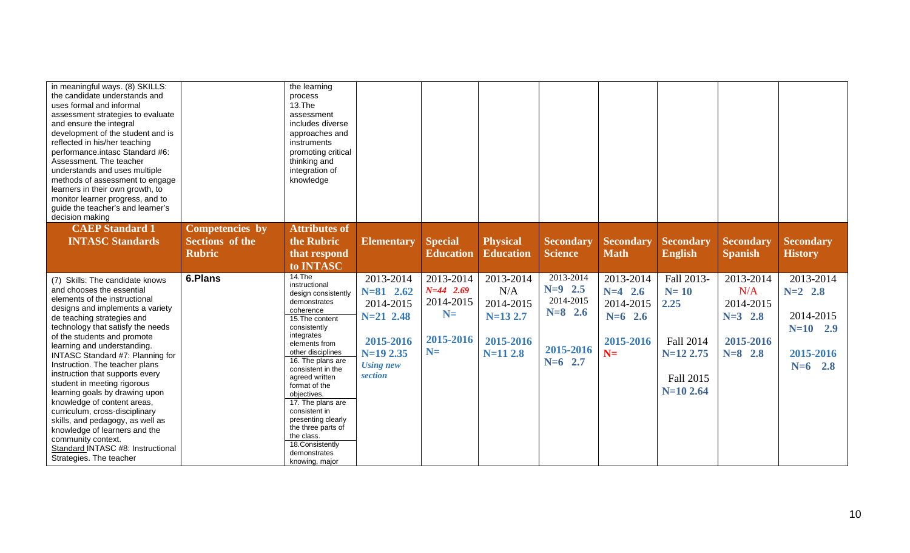| CAEP Standard 1 INTASC Standards | Competencies by Sections of the Rubric | Attributes of the Rubric that respond to INTASC | Elementary | Special Education | Physical Education | Secondary Science | Secondary Math | Secondary English | Secondary Spanish | Secondary History |
|---|---|---|---|---|---|---|---|---|---|---|
| in meaningful ways. (8) SKILLS: the candidate understands and uses formal and informal assessment strategies to evaluate and ensure the integral development of the student and is reflected in his/her teaching performance.intasc Standard #6: Assessment. The teacher understands and uses multiple methods of assessment to engage learners in their own growth, to monitor learner progress, and to guide the teacher's and learner's decision making | | the learning process 13.The assessment includes diverse approaches and instruments promoting critical thinking and integration of knowledge | | | | | | | | |
| (7) Skills: The candidate knows and chooses the essential elements of the instructional designs and implements a variety de teaching strategies and technology that satisfy the needs of the students and promote learning and understanding. INTASC Standard #7: Planning for Instruction. The teacher plans instruction that supports every student in meeting rigorous learning goals by drawing upon knowledge of content areas, curriculum, cross-disciplinary skills, and pedagogy, as well as knowledge of learners and the community context. Standard INTASC #8: Instructional Strategies. The teacher | **6.Plans** | 14.The instructional design consistently demonstrates coherence 15.The content consistently integrates elements from other disciplines 16. The plans are consistent in the agreed written format of the objectives. 17. The plans are consistent in presenting clearly the three parts of the class. 18.Consistently demonstrates knowing, major | 2013-2014 N=81 2.62 2014-2015 N=21 2.48 2015-2016 N=19 2.35 *Using new section* | 2013-2014 *N=44 2.69* 2014-2015 N= 2015-2016 N= | 2013-2014 N/A 2014-2015 N=13 2.7 2015-2016 N=11 2.8 | 2013-2014 N=9 2.5 2014-2015 N=8 2.6 2015-2016 N=6 2.7 | 2013-2014 N=4 2.6 2014-2015 N=6 2.6 2015-2016 N= | Fall 2013- N= 10 2.25 Fall 2014 N=12 2.75 Fall 2015 N=10 2.64 | 2013-2014 N/A 2014-2015 N=3 2.8 2015-2016 N=8 2.8 | 2013-2014 N=2 2.8 2014-2015 N=10 2.9 2015-2016 N=6 2.8 |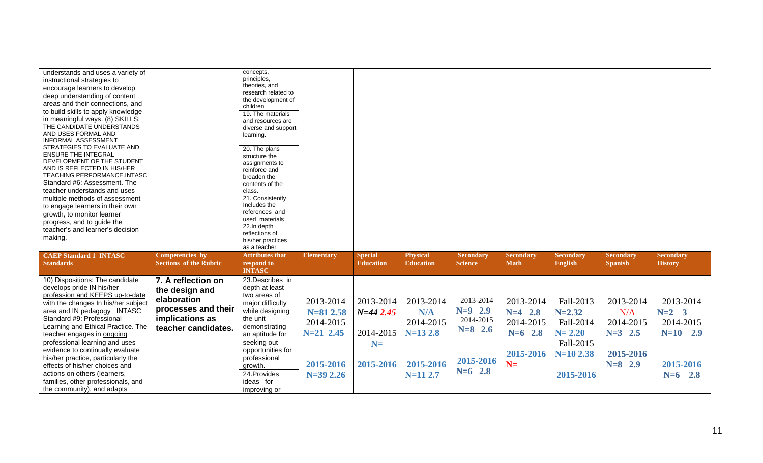| | | | | | | | | | | | |
|---|---|---|---|---|---|---|---|---|---|---|---|
| understands and uses a variety of instructional strategies to encourage learners to develop deep understanding of content areas and their connections, and to build skills to apply knowledge in meaningful ways. (8) SKILLS: THE CANDIDATE UNDERSTANDS AND USES FORMAL AND INFORMAL ASSESSMENT STRATEGIES TO EVALUATE AND ENSURE THE INTEGRAL DEVELOPMENT OF THE STUDENT AND IS REFLECTED IN HIS/HER TEACHING PERFORMANCE.INTASC Standard #6: Assessment. The teacher understands and uses multiple methods of assessment to engage learners in their own growth, to monitor learner progress, and to guide the teacher's and learner's decision making. | | concepts, principles, theories, and research related to the development of children<br>19. The materials and resources are diverse and support learning.<br>20. The plans structure the assignments to reinforce and broaden the contents of the class.<br>21. Consistently Includes the references and used materials<br>22.In depth reflections of his/her practices as a teacher | | | | | | | | | |
| **CAEP Standard 1 INTASC Standards** | **Competencies by Sections of the Rubric** | **Attributes that respond to INTASC** | **Elementary** | **Special Education** | **Physical Education** | **Secondary Science** | **Secondary Math** | **Secondary English** | **Secondary Spanish** | **Secondary History** |
| 10) Dispositions: The candidate develops pride IN his/her profession and KEEPS up-to-date with the changes In his/her subject area and IN pedagogy INTASC Standard #9: Professional Learning and Ethical Practice. The teacher engages in ongoing professional learning and uses evidence to continually evaluate his/her practice, particularly the effects of his/her choices and actions on others (learners, families, other professionals, and the community), and adapts | **7. A reflection on the design and elaboration processes and their implications as teacher candidates.** | 23.Describes in depth at least two areas of major difficulty while designing the unit demonstrating an aptitude for seeking out opportunities for professional growth.<br>24.Provides ideas for improving or | 2013-2014<br>**N=81 2.58**<br>2014-2015<br>**N=21 2.45**<br>**2015-2016**<br>**N=39 2.26** | 2013-2014<br>***N=44 2.45***<br>2014-2015<br>**N=**<br>**2015-2016** | 2013-2014<br>**N/A**<br>2014-2015<br>**N=13 2.8**<br>**2015-2016**<br>**N=11 2.7** | 2013-2014<br>**N=9 2.9**<br>2014-2015<br>**N=8 2.6**<br>**2015-2016**<br>**N=6 2.8** | 2013-2014<br>**N=4 2.8**<br>2014-2015<br>**N=6 2.8**<br>**2015-2016**<br>**N=** | Fall-2013<br>**N=2.32**<br>Fall-2014<br>**N= 2.20**<br>Fall-2015<br>**N=10 2.38**<br>**2015-2016** | 2013-2014<br>N/A<br>2014-2015<br>**N=3 2.5**<br>**2015-2016**<br>**N=8 2.9** | 2013-2014<br>**N=2 3**<br>2014-2015<br>**N=10 2.9**<br>**2015-2016**<br>**N=6 2.8** |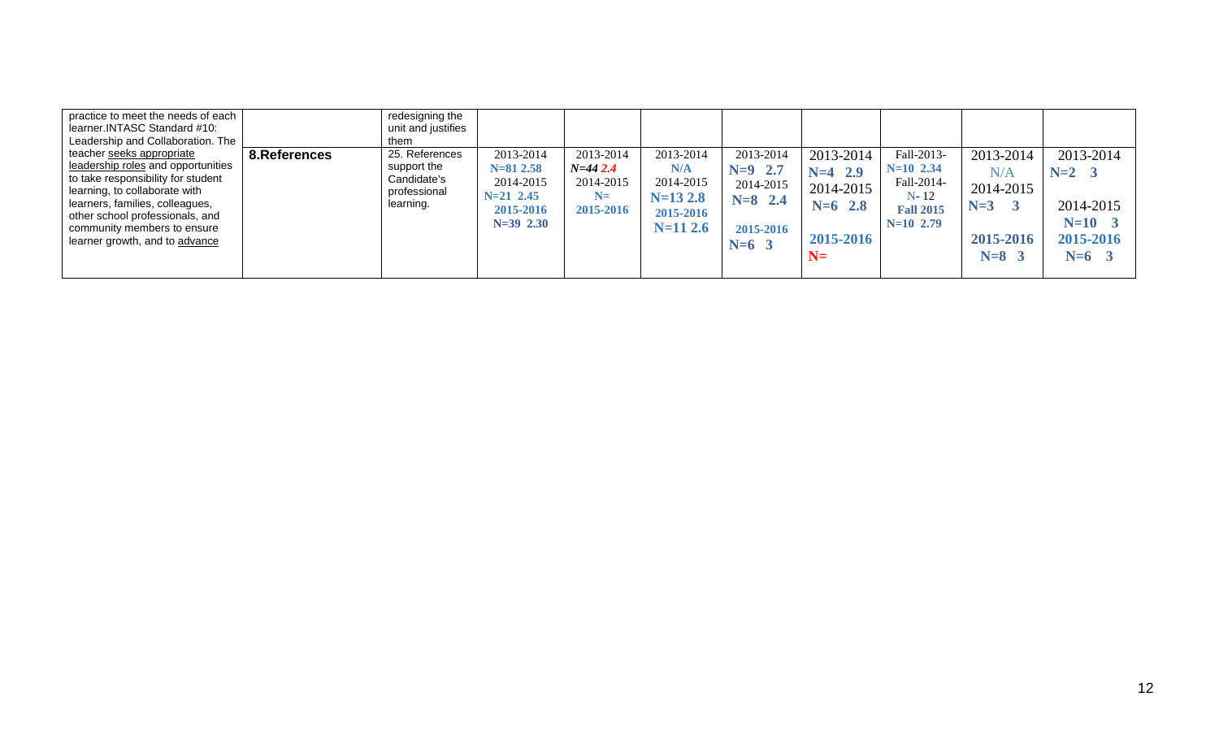| | | | | | | | | | | |
|---|---|---|---|---|---|---|---|---|---|---|
| practice to meet the needs of each learner.INTASC Standard #10: Leadership and Collaboration. The | | redesigning the unit and justifies them | | | | | | | | |
| teacher seeks appropriate leadership roles and opportunities to take responsibility for student learning, to collaborate with learners, families, colleagues, other school professionals, and community members to ensure learner growth, and to advance | **8.References** | 25. References support the Candidate's professional learning. | 2013-2014 N=81 2.58 2014-2015 N=21 2.45 2015-2016 N=39 2.30 | 2013-2014 *N=44 2.4* 2014-2015 N= 2015-2016 | 2013-2014 N/A 2014-2015 N=13 2.8 2015-2016 N=11 2.6 | 2013-2014 N=9 2.7 2014-2015 N=8 2.4 2015-2016 N=6 3 | 2013-2014 N=4 2.9 2014-2015 N=6 2.8 2015-2016 N= | Fall-2013- N=10 2.34 Fall-2014- N- 12 Fall 2015 N=10 2.79 | 2013-2014 N/A 2014-2015 N=3 3 2015-2016 N=8 3 | 2013-2014 N=2 3 2014-2015 N=10 3 2015-2016 N=6 3 |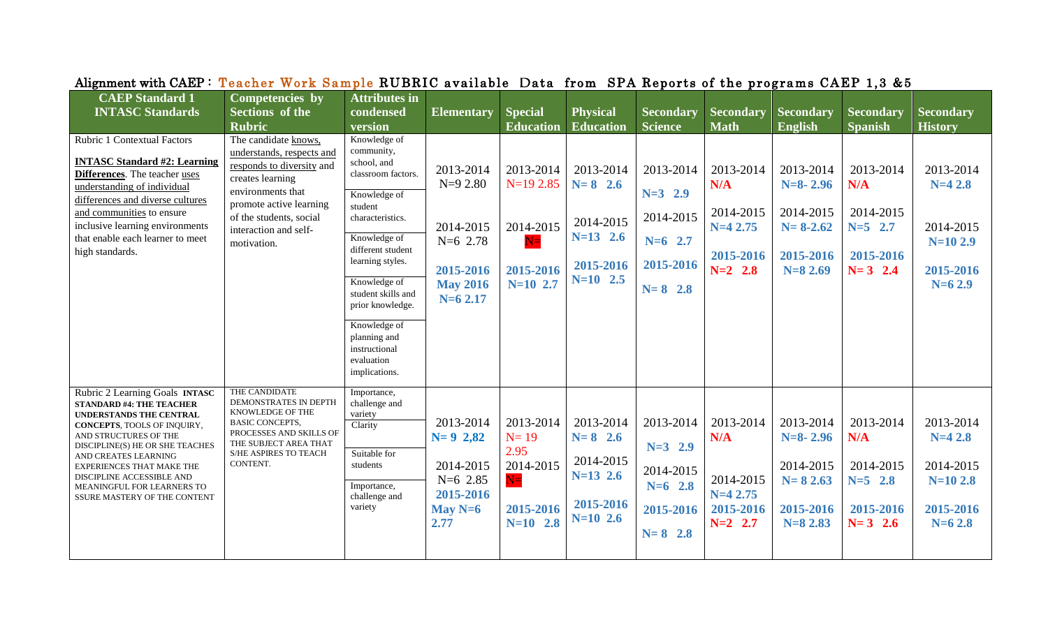Alignment with CAEP : Teacher Work Sample RUBRIC available Data from SPA Reports of the programs CAEP 1,3 &5

| CAEP Standard 1 INTASC Standards | Competencies by Sections of the Rubric | Attributes in condensed version | Elementary | Special Education | Physical Education | Secondary Science | Secondary Math | Secondary English | Secondary Spanish | Secondary History |
|---|---|---|---|---|---|---|---|---|---|---|
| Rubric 1 Contextual Factors<br><br>**INTASC Standard #2: Learning Differences**. The teacher uses understanding of individual differences and diverse cultures and communities to ensure inclusive learning environments that enable each learner to meet high standards. | The candidate knows, understands, respects and responds to diversity and creates learning environments that promote active learning of the students, social interaction and self-motivation. | Knowledge of community, school, and classroom factors.<br><br>Knowledge of student characteristics.<br><br>Knowledge of different student learning styles.<br><br>Knowledge of student skills and prior knowledge.<br><br>Knowledge of planning and instructional evaluation implications. | 2013-2014 N=9 2.80<br><br>2014-2015 N=6 2.78<br><br>**2015-2016 May 2016 N=6 2.17** | 2013-2014 N=19 2.85<br><br>2014-2015 N=<br><br>**2015-2016 N=10 2.7** | 2013-2014 **N= 8 2.6**<br><br>2014-2015 **N=13 2.6**<br><br>**2015-2016 N=10 2.5** | 2013-2014 **N=3 2.9**<br><br>2014-2015 **N=6 2.7**<br><br>**2015-2016 N= 8 2.8** | 2013-2014 **N/A**<br><br>2014-2015 **N=4 2.75**<br><br>**2015-2016 N=2 2.8** | 2013-2014 **N=8- 2.96**<br><br>2014-2015 **N= 8-2.62**<br><br>**2015-2016 N=8 2.69** | 2013-2014 **N/A**<br><br>2014-2015 **N=5 2.7**<br><br>**2015-2016 N= 3 2.4** | 2013-2014 **N=4 2.8**<br><br>2014-2015 **N=10 2.9**<br><br>**2015-2016 N=6 2.9** |
| Rubric 2 Learning Goals **INTASC STANDARD #4: THE TEACHER UNDERSTANDS THE CENTRAL CONCEPTS**, TOOLS OF INQUIRY, AND STRUCTURES OF THE DISCIPLINE(S) HE OR SHE TEACHES AND CREATES LEARNING EXPERIENCES THAT MAKE THE DISCIPLINE ACCESSIBLE AND MEANINGFUL FOR LEARNERS TO SSURE MASTERY OF THE CONTENT | THE CANDIDATE DEMONSTRATES IN DEPTH KNOWLEDGE OF THE BASIC CONCEPTS, PROCESSES AND SKILLS OF THE SUBJECT AREA THAT S/HE ASPIRES TO TEACH CONTENT. | Importance, challenge and variety<br><br>Clarity<br><br>Suitable for students<br><br>Importance, challenge and variety | 2013-2014 **N= 9 2,82**<br><br>2014-2015 N=6 2.85<br>**2015-2016 May N=6 2.77** | 2013-2014 N= 19 2.95<br>2014-2015 N=<br><br>**2015-2016 N=10 2.8** | 2013-2014 **N= 8 2.6**<br><br>2014-2015 **N=13 2.6**<br><br>**2015-2016 N=10 2.6** | 2013-2014 **N=3 2.9**<br><br>2014-2015 **N=6 2.8**<br><br>**2015-2016 N= 8 2.8** | 2013-2014 **N/A**<br><br>2014-2015 **N=4 2.75**<br>**2015-2016 N=2 2.7** | 2013-2014 **N=8- 2.96**<br><br>2014-2015 **N= 8 2.63**<br><br>**2015-2016 N=8 2.83** | 2013-2014 **N/A**<br><br>2014-2015 **N=5 2.8**<br><br>**2015-2016 N= 3 2.6** | 2013-2014 **N=4 2.8**<br><br>2014-2015 **N=10 2.8**<br><br>**2015-2016 N=6 2.8** |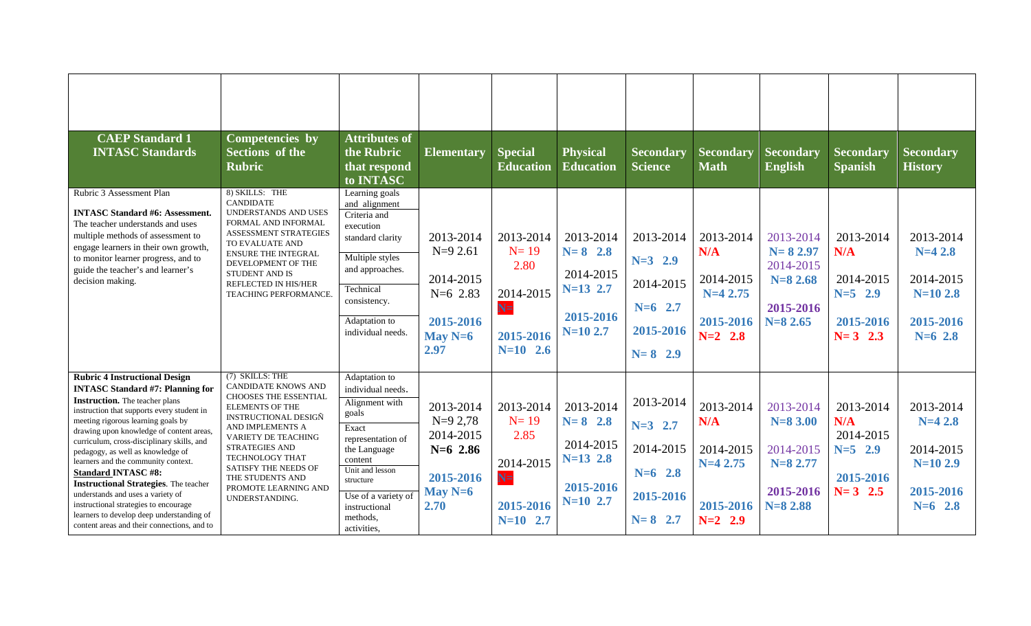| CAEP Standard 1 INTASC Standards | Competencies by Sections of the Rubric | Attributes of the Rubric that respond to INTASC | Elementary | Special Education | Physical Education | Secondary Science | Secondary Math | Secondary English | Secondary Spanish | Secondary History |
|---|---|---|---|---|---|---|---|---|---|---|
| Rubric 3 Assessment Plan<br><br>**INTASC Standard #6: Assessment.** The teacher understands and uses multiple methods of assessment to engage learners in their own growth, to monitor learner progress, and to guide the teacher's and learner's decision making. | 8) SKILLS: THE CANDIDATE UNDERSTANDS AND USES FORMAL AND INFORMAL ASSESSMENT STRATEGIES TO EVALUATE AND ENSURE THE INTEGRAL DEVELOPMENT OF THE STUDENT AND IS REFLECTED IN HIS/HER TEACHING PERFORMANCE. | Learning goals and alignment<br>Criteria and execution standard clarity<br>Multiple styles and approaches.<br>Technical consistency.<br>Adaptation to individual needs. | 2013-2014 N=9 2.61<br>2014-2015 N=6 2.83<br>**2015-2016 May N=6 2.97** | 2013-2014 N= 19 2.80<br>2014-2015 N=<br>**2015-2016 N=10 2.6** | 2013-2014 **N= 8 2.8**<br>2014-2015 **N=13 2.7**<br>**2015-2016 N=10 2.7** | 2013-2014 **N=3 2.9**<br>2014-2015 **N=6 2.7**<br>**2015-2016 N= 8 2.9** | 2013-2014 **N/A**<br>2014-2015 **N=4 2.75**<br>**2015-2016 N=2 2.8** | 2013-2014 **N= 8 2.97**<br>2014-2015 **N=8 2.68**<br>**2015-2016 N=8 2.65** | 2013-2014 **N/A**<br>2014-2015 **N=5 2.9**<br>**2015-2016 N= 3 2.3** | 2013-2014 **N=4 2.8**<br>2014-2015 **N=10 2.8**<br>**2015-2016 N=6 2.8** |
| **Rubric 4 Instructional Design**<br>**INTASC Standard #7: Planning for Instruction.** The teacher plans instruction that supports every student in meeting rigorous learning goals by drawing upon knowledge of content areas, curriculum, cross-disciplinary skills, and pedagogy, as well as knowledge of learners and the community context.<br>**Standard INTASC #8: Instructional Strategies**. The teacher understands and uses a variety of instructional strategies to encourage learners to develop deep understanding of content areas and their connections, and to | (7) SKILLS: THE CANDIDATE KNOWS AND CHOOSES THE ESSENTIAL ELEMENTS OF THE INSTRUCTIONAL DESIGÑ AND IMPLEMENTS A VARIETY OF TEACHING STRATEGIES AND TECHNOLOGY THAT SATISFY THE NEEDS OF THE STUDENTS AND PROMOTE LEARNING AND UNDERSTANDING. | Adaptation to individual needs.<br>Alignment with goals<br>Exact representation of the Language content<br>Unit and lesson structure<br>Use of a variety of instructional methods, activities, | 2013-2014 N=9 2,78<br>2014-2015 **N=6 2.86**<br>**2015-2016 May N=6 2.70** | 2013-2014 N= 19 2.85<br>2014-2015 N=<br>**2015-2016 N=10 2.7** | 2013-2014 **N= 8 2.8**<br>2014-2015 **N=13 2.8**<br>**2015-2016 N=10 2.7** | 2013-2014 **N=3 2.7**<br>2014-2015 **N=6 2.8**<br>**2015-2016 N= 8 2.7** | 2013-2014 **N/A**<br>2014-2015 **N=4 2.75**<br>**2015-2016 N=2 2.9** | 2013-2014 **N=8 3.00**<br>2014-2015 **N=8 2.77**<br>**2015-2016 N=8 2.88** | 2013-2014 **N/A**<br>2014-2015 **N=5 2.9**<br>**2015-2016 N= 3 2.5** | 2013-2014 **N=4 2.8**<br>2014-2015 **N=10 2.9**<br>**2015-2016 N=6 2.8** |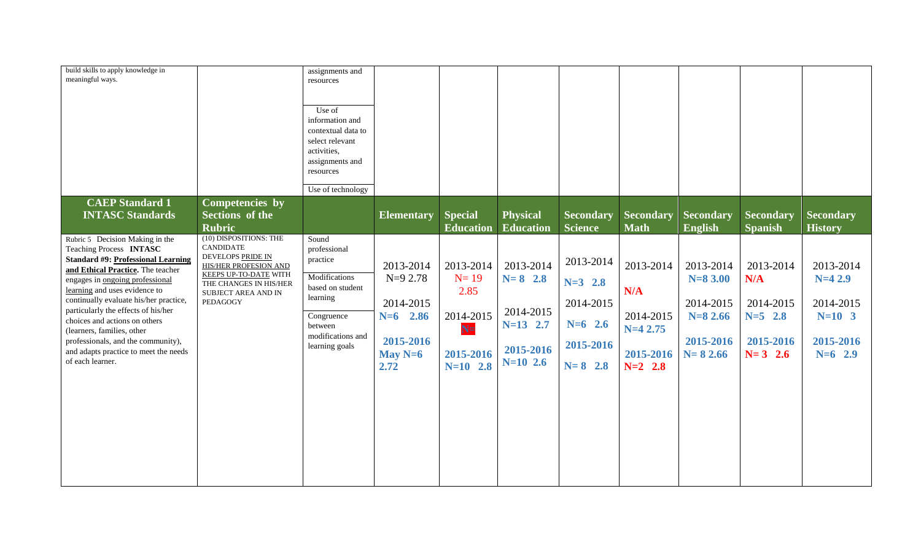| | | | | | | | | | | |
|---|---|---|---|---|---|---|---|---|---|---|
| build skills to apply knowledge in meaningful ways. | | assignments and resources<br><br>Use of information and contextual data to select relevant activities, assignments and resources<br><br>Use of technology | | | | | | | | |
| **CAEP Standard 1 INTASC Standards** | **Competencies by Sections of the Rubric** | | **Elementary** | **Special Education** | **Physical Education** | **Secondary Science** | **Secondary Math** | **Secondary English** | **Secondary Spanish** | **Secondary History** |
| Rubric 5 Decision Making in the Teaching Process **INTASC Standard #9: Professional Learning and Ethical Practice.** The teacher engages in ongoing professional learning and uses evidence to continually evaluate his/her practice, particularly the effects of his/her choices and actions on others (learners, families, other professionals, and the community), and adapts practice to meet the needs of each learner. | (10) DISPOSITIONS: THE CANDIDATE DEVELOPS PRIDE IN HIS/HER PROFESION AND KEEPS UP-TO-DATE WITH THE CHANGES IN HIS/HER SUBJECT AREA AND IN PEDAGOGY | Sound professional practice<br><br>Modifications based on student learning<br><br>Congruence between modifications and learning goals | 2013-2014 N=9 2.78<br><br>2014-2015 **N=6 2.86**<br><br>**2015-2016 May N=6 2.72** | 2013-2014 N= 19 2.85<br><br>2014-2015 N=<br><br>**2015-2016 N=10 2.8** | 2013-2014 **N= 8 2.8**<br><br>2014-2015 N=13 2.7<br><br>**2015-2016 N=10 2.6** | 2013-2014 **N=3 2.8**<br><br>2014-2015 **N=6 2.6**<br><br>**2015-2016 N= 8 2.8** | 2013-2014 **N/A**<br><br>2014-2015 **N=4 2.75**<br><br>**2015-2016 N=2 2.8** | 2013-2014 **N=8 3.00**<br><br>2014-2015 **N=8 2.66**<br><br>**2015-2016 N= 8 2.66** | 2013-2014 **N/A**<br><br>2014-2015 **N=5 2.8**<br><br>**2015-2016 N= 3 2.6** | 2013-2014 **N=4 2.9**<br><br>2014-2015 **N=10 3**<br><br>**2015-2016 N=6 2.9** |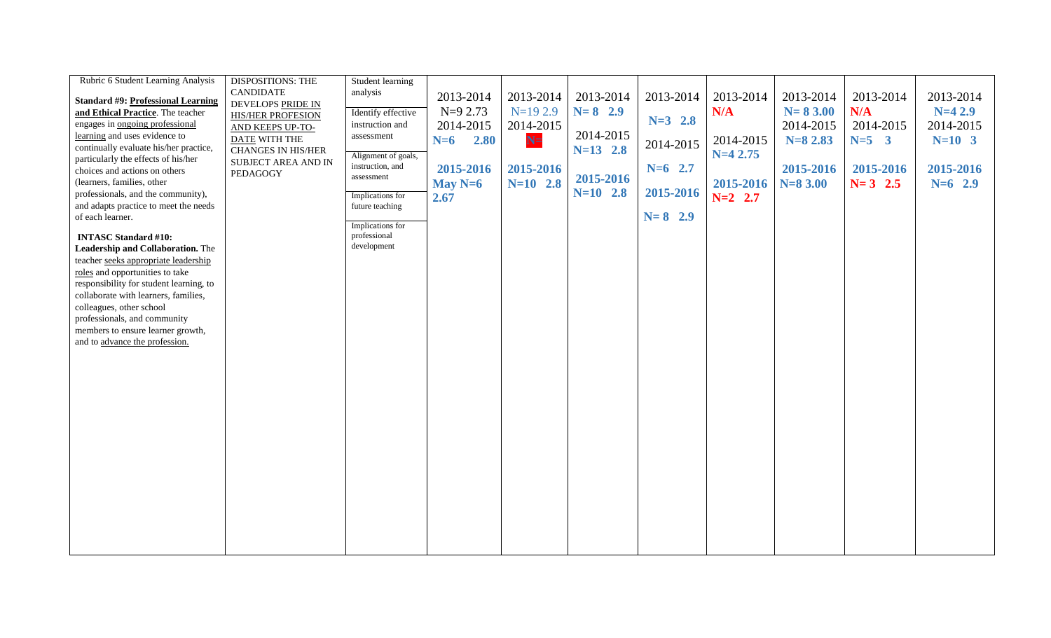| Rubric 6 Student Learning Analysis<br><br>**Standard #9: Professional Learning and Ethical Practice**. The teacher engages in ongoing professional learning and uses evidence to continually evaluate his/her practice, particularly the effects of his/her choices and actions on others (learners, families, other professionals, and the community), and adapts practice to meet the needs of each learner.<br><br>**INTASC Standard #10: Leadership and Collaboration.** The teacher seeks appropriate leadership roles and opportunities to take responsibility for student learning, to collaborate with learners, families, colleagues, other school professionals, and community members to ensure learner growth, and to advance the profession. | DISPOSITIONS: THE CANDIDATE DEVELOPS PRIDE IN HIS/HER PROFESION AND KEEPS UP-TO-DATE WITH THE CHANGES IN HIS/HER SUBJECT AREA AND IN PEDAGOGY | Student learning analysis<br><br>Identify effective instruction and assessment<br><br>Alignment of goals, instruction, and assessment<br><br>Implications for future teaching<br><br>Implications for professional development | 2013-2014<br>N=9 2.73<br>2014-2015<br>**N=6 2.80**<br><br>**2015-2016**<br>**May N=6**<br>**2.67** | 2013-2014<br>N=19 2.9<br>2014-2015<br>N=<br><br>**2015-2016**<br>**N=10 2.8** | 2013-2014<br>**N= 8 2.9**<br><br>2014-2015<br>**N=13 2.8**<br><br>**2015-2016**<br>**N=10 2.8** | 2013-2014<br><br>**N=3 2.8**<br><br>2014-2015<br><br>**N=6 2.7**<br><br>**2015-2016**<br><br>**N= 8 2.9** | 2013-2014<br>**N/A**<br><br>2014-2015<br>**N=4 2.75**<br><br>**2015-2016**<br>**N=2 2.7** | 2013-2014<br>**N= 8 3.00**<br>2014-2015<br>**N=8 2.83**<br><br>**2015-2016**<br>**N=8 3.00** | 2013-2014<br>**N/A**<br>2014-2015<br>**N=5 3**<br><br>**2015-2016**<br>**N= 3 2.5** | 2013-2014<br>**N=4 2.9**<br>2014-2015<br>**N=10 3**<br><br>**2015-2016**<br>**N=6 2.9** |
|---|---|---|---|---|---|---|---|---|---|---|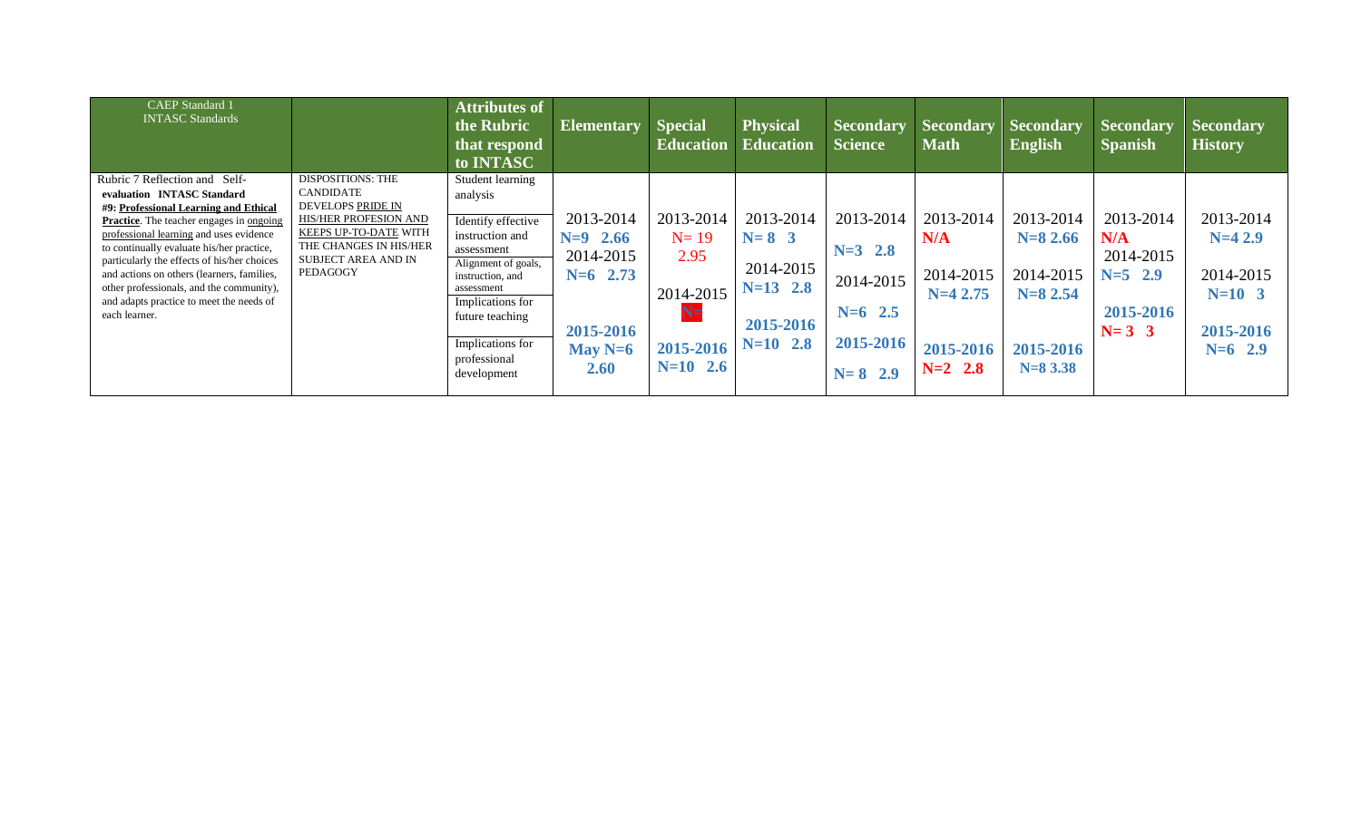| CAEP Standard 1 INTASC Standards | | Attributes of the Rubric that respond to INTASC | Elementary | Special Education | Physical Education | Secondary Science | Secondary Math | Secondary English | Secondary Spanish | Secondary History |
|---|---|---|---|---|---|---|---|---|---|---|
| Rubric 7 Reflection and Self-evaluation **INTASC Standard #9: Professional Learning and Ethical Practice**. The teacher engages in ongoing professional learning and uses evidence to continually evaluate his/her practice, particularly the effects of his/her choices and actions on others (learners, families, other professionals, and the community), and adapts practice to meet the needs of each learner. | DISPOSITIONS: THE CANDIDATE DEVELOPS PRIDE IN HIS/HER PROFESION AND KEEPS UP-TO-DATE WITH THE CHANGES IN HIS/HER SUBJECT AREA AND IN PEDAGOGY | Student learning analysis<br>Identify effective instruction and assessment<br>Alignment of goals, instruction, and assessment<br>Implications for future teaching<br>Implications for professional development | 2013-2014<br>N=9 2.66<br>2014-2015<br>N=6 2.73<br>2015-2016<br>May N=6<br>2.60 | 2013-2014<br>N= 19<br>2.95<br>2014-2015<br>N=<br>2015-2016<br>N=10 2.6 | 2013-2014<br>N= 8 3<br>2014-2015<br>N=13 2.8<br>2015-2016<br>N=10 2.8 | 2013-2014<br>N=3 2.8<br>2014-2015<br>N=6 2.5<br>2015-2016<br>N= 8 2.9 | 2013-2014<br>N/A<br>2014-2015<br>N=4 2.75<br>2015-2016<br>N=2 2.8 | 2013-2014<br>N=8 2.66<br>2014-2015<br>N=8 2.54<br>2015-2016<br>N=8 3.38 | 2013-2014<br>N/A<br>2014-2015<br>N=5 2.9<br>2015-2016<br>N= 3 3 | 2013-2014<br>N=4 2.9<br>2014-2015<br>N=10 3<br>2015-2016<br>N=6 2.9 |